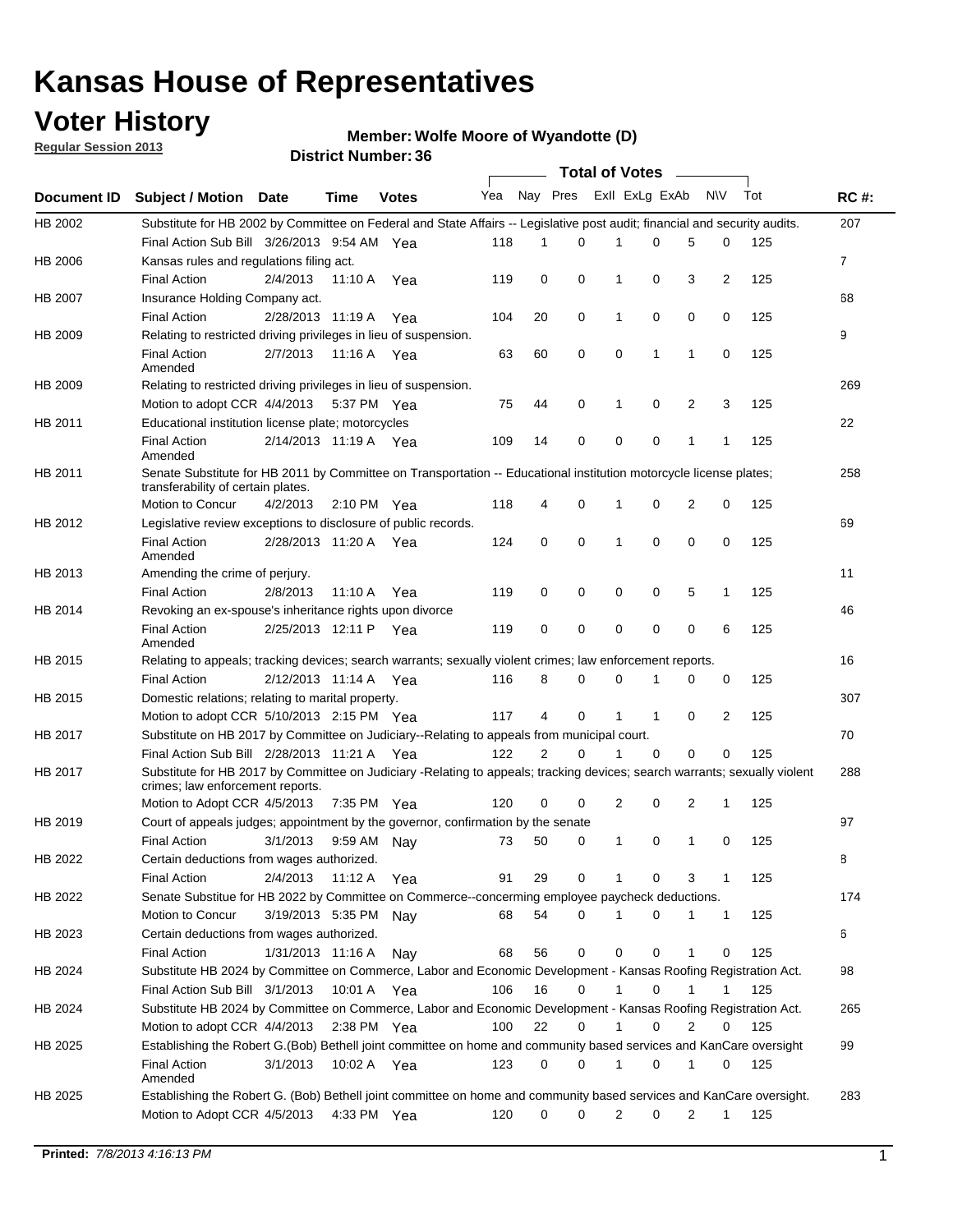# Kansas House of Representatives

## Voter History

**Regular Session 2013**

**Member: Wolfe Moore of Wyandotte (D)**

**District Number: 36**

| Document ID | Subject / Motion | Date | Time | Votes | Yea | Nay | Pres | ExII | ExLg | ExAb | N\V | Tot | RC #: |
|---|---|---|---|---|---|---|---|---|---|---|---|---|---|
| HB 2002 | Substitute for HB 2002 by Committee on Federal and State Affairs -- Legislative post audit; financial and security audits. | | | | | | | | | | | | 207 |
| | Final Action Sub Bill | 3/26/2013 | 9:54 AM | Yea | 118 | 1 | 0 | 1 | 0 | 5 | 0 | 125 | |
| HB 2006 | Kansas rules and regulations filing act. | | | | | | | | | | | | 7 |
| | Final Action | 2/4/2013 | 11:10 A | Yea | 119 | 0 | 0 | 1 | 0 | 3 | 2 | 125 | |
| HB 2007 | Insurance Holding Company act. | | | | | | | | | | | | 68 |
| | Final Action | 2/28/2013 | 11:19 A | Yea | 104 | 20 | 0 | 1 | 0 | 0 | 0 | 125 | |
| HB 2009 | Relating to restricted driving privileges in lieu of suspension. | | | | | | | | | | | | 9 |
| | Final Action Amended | 2/7/2013 | 11:16 A | Yea | 63 | 60 | 0 | 0 | 1 | 1 | 0 | 125 | |
| HB 2009 | Relating to restricted driving privileges in lieu of suspension. | | | | | | | | | | | | 269 |
| | Motion to adopt CCR | 4/4/2013 | 5:37 PM | Yea | 75 | 44 | 0 | 1 | 0 | 2 | 3 | 125 | |
| HB 2011 | Educational institution license plate; motorcycles | | | | | | | | | | | | 22 |
| | Final Action Amended | 2/14/2013 | 11:19 A | Yea | 109 | 14 | 0 | 0 | 0 | 1 | 1 | 125 | |
| HB 2011 | Senate Substitute for HB 2011 by Committee on Transportation -- Educational institution motorcycle license plates; transferability of certain plates. | | | | | | | | | | | | 258 |
| | Motion to Concur | 4/2/2013 | 2:10 PM | Yea | 118 | 4 | 0 | 1 | 0 | 2 | 0 | 125 | |
| HB 2012 | Legislative review exceptions to disclosure of public records. | | | | | | | | | | | | 69 |
| | Final Action Amended | 2/28/2013 | 11:20 A | Yea | 124 | 0 | 0 | 1 | 0 | 0 | 0 | 125 | |
| HB 2013 | Amending the crime of perjury. | | | | | | | | | | | | 11 |
| | Final Action | 2/8/2013 | 11:10 A | Yea | 119 | 0 | 0 | 0 | 0 | 5 | 1 | 125 | |
| HB 2014 | Revoking an ex-spouse's inheritance rights upon divorce | | | | | | | | | | | | 46 |
| | Final Action Amended | 2/25/2013 | 12:11 P | Yea | 119 | 0 | 0 | 0 | 0 | 0 | 6 | 125 | |
| HB 2015 | Relating to appeals; tracking devices; search warrants; sexually violent crimes; law enforcement reports. | | | | | | | | | | | | 16 |
| | Final Action | 2/12/2013 | 11:14 A | Yea | 116 | 8 | 0 | 0 | 1 | 0 | 0 | 125 | |
| HB 2015 | Domestic relations; relating to marital property. | | | | | | | | | | | | 307 |
| | Motion to adopt CCR | 5/10/2013 | 2:15 PM | Yea | 117 | 4 | 0 | 1 | 1 | 0 | 2 | 125 | |
| HB 2017 | Substitute on HB 2017 by Committee on Judiciary--Relating to appeals from municipal court. | | | | | | | | | | | | 70 |
| | Final Action Sub Bill | 2/28/2013 | 11:21 A | Yea | 122 | 2 | 0 | 1 | 0 | 0 | 0 | 125 | |
| HB 2017 | Substitute for HB 2017 by Committee on Judiciary -Relating to appeals; tracking devices; search warrants; sexually violent crimes; law enforcement reports. | | | | | | | | | | | | 288 |
| | Motion to Adopt CCR | 4/5/2013 | 7:35 PM | Yea | 120 | 0 | 0 | 2 | 0 | 2 | 1 | 125 | |
| HB 2019 | Court of appeals judges; appointment by the governor, confirmation by the senate | | | | | | | | | | | | 97 |
| | Final Action | 3/1/2013 | 9:59 AM | Nay | 73 | 50 | 0 | 1 | 0 | 1 | 0 | 125 | |
| HB 2022 | Certain deductions from wages authorized. | | | | | | | | | | | | 8 |
| | Final Action | 2/4/2013 | 11:12 A | Yea | 91 | 29 | 0 | 1 | 0 | 3 | 1 | 125 | |
| HB 2022 | Senate Substitue for HB 2022 by Committee on Commerce--concerning employee paycheck deductions. | | | | | | | | | | | | 174 |
| | Motion to Concur | 3/19/2013 | 5:35 PM | Nay | 68 | 54 | 0 | 1 | 0 | 1 | 1 | 125 | |
| HB 2023 | Certain deductions from wages authorized. | | | | | | | | | | | | 6 |
| | Final Action | 1/31/2013 | 11:16 A | Nay | 68 | 56 | 0 | 0 | 0 | 1 | 0 | 125 | |
| HB 2024 | Substitute HB 2024 by Committee on Commerce, Labor and Economic Development - Kansas Roofing Registration Act. | | | | | | | | | | | | 98 |
| | Final Action Sub Bill | 3/1/2013 | 10:01 A | Yea | 106 | 16 | 0 | 1 | 0 | 1 | 1 | 125 | |
| HB 2024 | Substitute HB 2024 by Committee on Commerce, Labor and Economic Development - Kansas Roofing Registration Act. | | | | | | | | | | | | 265 |
| | Motion to adopt CCR | 4/4/2013 | 2:38 PM | Yea | 100 | 22 | 0 | 1 | 0 | 2 | 0 | 125 | |
| HB 2025 | Establishing the Robert G.(Bob) Bethell joint committee on home and community based services and KanCare oversight | | | | | | | | | | | | 99 |
| | Final Action Amended | 3/1/2013 | 10:02 A | Yea | 123 | 0 | 0 | 1 | 0 | 1 | 0 | 125 | |
| HB 2025 | Establishing the Robert G. (Bob) Bethell joint committee on home and community based services and KanCare oversight. | | | | | | | | | | | | 283 |
| | Motion to Adopt CCR | 4/5/2013 | 4:33 PM | Yea | 120 | 0 | 0 | 2 | 0 | 2 | 1 | 125 | |

**Printed:** *7/8/2013 4:16:13 PM*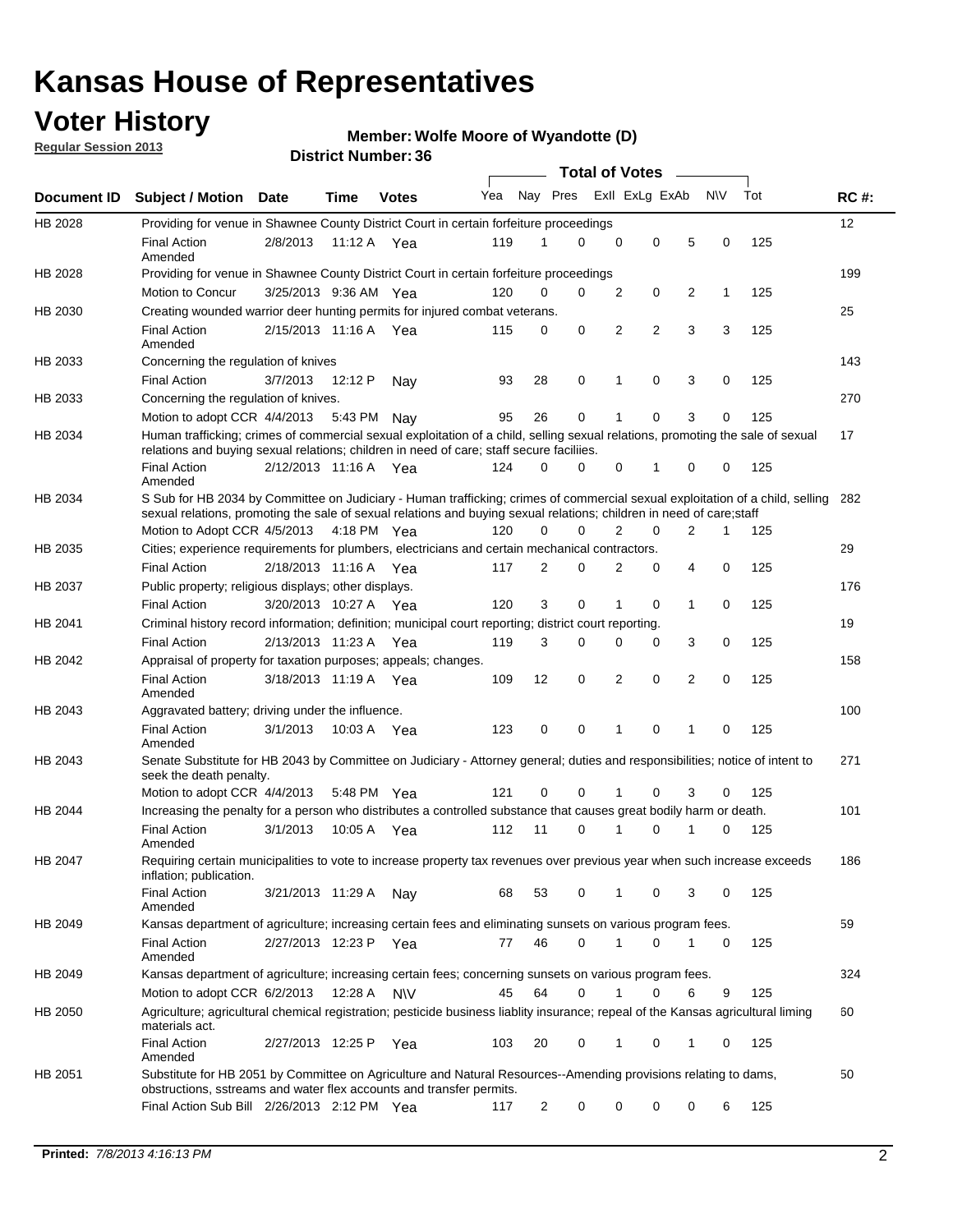# Kansas House of Representatives

## Voter History

**Regular Session 2013**

**Member: Wolfe Moore of Wyandotte (D)**

**District Number: 36**

| Document ID | Subject / Motion | Date | Time | Votes | Yea | Nay | Pres | ExII | ExLg | ExAb | N\V | Tot | RC #: |
|---|---|---|---|---|---|---|---|---|---|---|---|---|---|
| HB 2028 | Providing for venue in Shawnee County District Court in certain forfeiture proceedings | | | | | | | | | | | | 12 |
| | Final Action Amended | 2/8/2013 | 11:12 A | Yea | 119 | 1 | 0 | 0 | 0 | 5 | 0 | 125 | |
| HB 2028 | Providing for venue in Shawnee County District Court in certain forfeiture proceedings | | | | | | | | | | | | 199 |
| | Motion to Concur | 3/25/2013 | 9:36 AM | Yea | 120 | 0 | 0 | 2 | 0 | 2 | 1 | 125 | |
| HB 2030 | Creating wounded warrior deer hunting permits for injured combat veterans. | | | | | | | | | | | | 25 |
| | Final Action Amended | 2/15/2013 | 11:16 A | Yea | 115 | 0 | 0 | 2 | 2 | 3 | 3 | 125 | |
| HB 2033 | Concerning the regulation of knives | | | | | | | | | | | | 143 |
| | Final Action | 3/7/2013 | 12:12 P | Nay | 93 | 28 | 0 | 1 | 0 | 3 | 0 | 125 | |
| HB 2033 | Concerning the regulation of knives. | | | | | | | | | | | | 270 |
| | Motion to adopt CCR | 4/4/2013 | 5:43 PM | Nay | 95 | 26 | 0 | 1 | 0 | 3 | 0 | 125 | |
| HB 2034 | Human trafficking; crimes of commercial sexual exploitation of a child, selling sexual relations, promoting the sale of sexual relations and buying sexual relations; children in need of care; staff secure faciliies. | | | | | | | | | | | | 17 |
| | Final Action Amended | 2/12/2013 | 11:16 A | Yea | 124 | 0 | 0 | 0 | 1 | 0 | 0 | 125 | |
| HB 2034 | S Sub for HB 2034 by Committee on Judiciary - Human trafficking; crimes of commercial sexual exploitation of a child, selling sexual relations, promoting the sale of sexual relations and buying sexual relations; children in need of care;staff | | | | | | | | | | | | 282 |
| | Motion to Adopt CCR | 4/5/2013 | 4:18 PM | Yea | 120 | 0 | 0 | 2 | 0 | 2 | 1 | 125 | |
| HB 2035 | Cities; experience requirements for plumbers, electricians and certain mechanical contractors. | | | | | | | | | | | | 29 |
| | Final Action | 2/18/2013 | 11:16 A | Yea | 117 | 2 | 0 | 2 | 0 | 4 | 0 | 125 | |
| HB 2037 | Public property; religious displays; other displays. | | | | | | | | | | | | 176 |
| | Final Action | 3/20/2013 | 10:27 A | Yea | 120 | 3 | 0 | 1 | 0 | 1 | 0 | 125 | |
| HB 2041 | Criminal history record information; definition; municipal court reporting; district court reporting. | | | | | | | | | | | | 19 |
| | Final Action | 2/13/2013 | 11:23 A | Yea | 119 | 3 | 0 | 0 | 0 | 3 | 0 | 125 | |
| HB 2042 | Appraisal of property for taxation purposes; appeals; changes. | | | | | | | | | | | | 158 |
| | Final Action Amended | 3/18/2013 | 11:19 A | Yea | 109 | 12 | 0 | 2 | 0 | 2 | 0 | 125 | |
| HB 2043 | Aggravated battery; driving under the influence. | | | | | | | | | | | | 100 |
| | Final Action Amended | 3/1/2013 | 10:03 A | Yea | 123 | 0 | 0 | 1 | 0 | 1 | 0 | 125 | |
| HB 2043 | Senate Substitute for HB 2043 by Committee on Judiciary - Attorney general; duties and responsibilities; notice of intent to seek the death penalty. | | | | | | | | | | | | 271 |
| | Motion to adopt CCR | 4/4/2013 | 5:48 PM | Yea | 121 | 0 | 0 | 1 | 0 | 3 | 0 | 125 | |
| HB 2044 | Increasing the penalty for a person who distributes a controlled substance that causes great bodily harm or death. | | | | | | | | | | | | 101 |
| | Final Action Amended | 3/1/2013 | 10:05 A | Yea | 112 | 11 | 0 | 1 | 0 | 1 | 0 | 125 | |
| HB 2047 | Requiring certain municipalities to vote to increase property tax revenues over previous year when such increase exceeds inflation; publication. | | | | | | | | | | | | 186 |
| | Final Action Amended | 3/21/2013 | 11:29 A | Nay | 68 | 53 | 0 | 1 | 0 | 3 | 0 | 125 | |
| HB 2049 | Kansas department of agriculture; increasing certain fees and eliminating sunsets on various program fees. | | | | | | | | | | | | 59 |
| | Final Action Amended | 2/27/2013 | 12:23 P | Yea | 77 | 46 | 0 | 1 | 0 | 1 | 0 | 125 | |
| HB 2049 | Kansas department of agriculture; increasing certain fees; concerning sunsets on various program fees. | | | | | | | | | | | | 324 |
| | Motion to adopt CCR | 6/2/2013 | 12:28 A | N\V | 45 | 64 | 0 | 1 | 0 | 6 | 9 | 125 | |
| HB 2050 | Agriculture; agricultural chemical registration; pesticide business liablity insurance; repeal of the Kansas agricultural liming materials act. | | | | | | | | | | | | 60 |
| | Final Action Amended | 2/27/2013 | 12:25 P | Yea | 103 | 20 | 0 | 1 | 0 | 1 | 0 | 125 | |
| HB 2051 | Substitute for HB 2051 by Committee on Agriculture and Natural Resources--Amending provisions relating to dams, obstructions, sstreams and water flex accounts and transfer permits. | | | | | | | | | | | | 50 |
| | Final Action Sub Bill | 2/26/2013 | 2:12 PM | Yea | 117 | 2 | 0 | 0 | 0 | 0 | 6 | 125 | |

**Printed:** *7/8/2013 4:16:13 PM*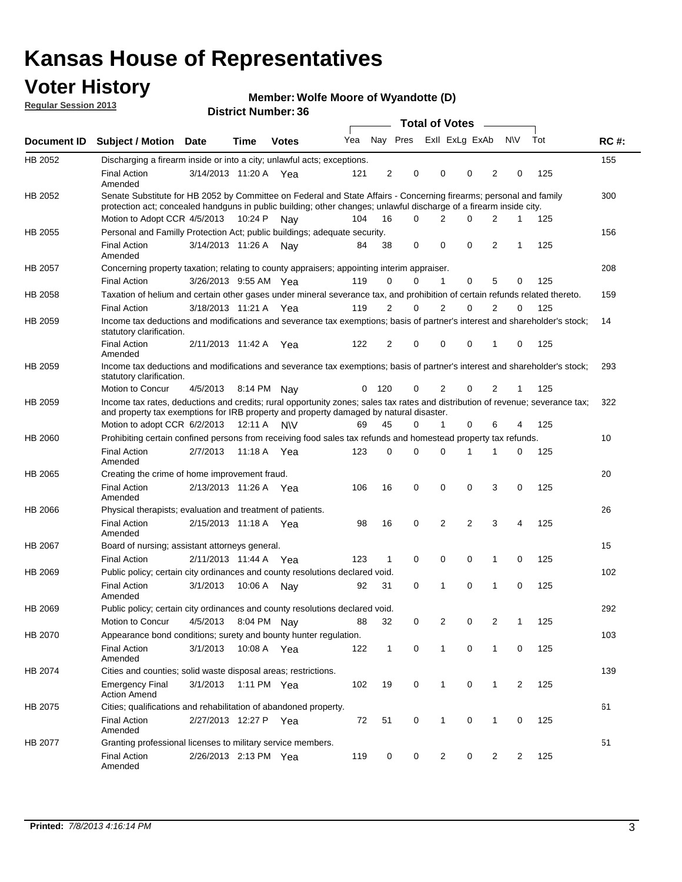# Kansas House of Representatives

## Voter History

**Regular Session 2013**

**Member: Wolfe Moore of Wyandotte (D)**

**District Number: 36**

| Document ID | Subject / Motion | Date | Time | Votes | Yea | Nay | Pres | ExII | ExLg | ExAb | N\V | Tot | RC #: |
|---|---|---|---|---|---|---|---|---|---|---|---|---|---|
| HB 2052 | Discharging a firearm inside or into a city; unlawful acts; exceptions. | | | | | | | | | | | | 155 |
| | Final Action Amended | 3/14/2013 | 11:20 A | Yea | 121 | 2 | 0 | 0 | 0 | 2 | 0 | 125 | |
| HB 2052 | Senate Substitute for HB 2052 by Committee on Federal and State Affairs - Concerning firearms; personal and family protection act; concealed handguns in public building; other changes; unlawful discharge of a firearm inside city. | | | | | | | | | | | | 300 |
| | Motion to Adopt CCR | 4/5/2013 | 10:24 P | Nay | 104 | 16 | 0 | 2 | 0 | 2 | 1 | 125 | |
| HB 2055 | Personal and Familly Protection Act; public buildings; adequate security. | | | | | | | | | | | | 156 |
| | Final Action Amended | 3/14/2013 | 11:26 A | Nay | 84 | 38 | 0 | 0 | 0 | 2 | 1 | 125 | |
| HB 2057 | Concerning property taxation; relating to county appraisers; appointing interim appraiser. | | | | | | | | | | | | 208 |
| | Final Action | 3/26/2013 | 9:55 AM | Yea | 119 | 0 | 0 | 1 | 0 | 5 | 0 | 125 | |
| HB 2058 | Taxation of helium and certain other gases under mineral severance tax, and prohibition of certain refunds related thereto. | | | | | | | | | | | | 159 |
| | Final Action | 3/18/2013 | 11:21 A | Yea | 119 | 2 | 0 | 2 | 0 | 2 | 0 | 125 | |
| HB 2059 | Income tax deductions and modifications and severance tax exemptions; basis of partner's interest and shareholder's stock; statutory clarification. | | | | | | | | | | | | 14 |
| | Final Action Amended | 2/11/2013 | 11:42 A | Yea | 122 | 2 | 0 | 0 | 0 | 1 | 0 | 125 | |
| HB 2059 | Income tax deductions and modifications and severance tax exemptions; basis of partner's interest and shareholder's stock; statutory clarification. | | | | | | | | | | | | 293 |
| | Motion to Concur | 4/5/2013 | 8:14 PM | Nay | 0 | 120 | 0 | 2 | 0 | 2 | 1 | 125 | |
| HB 2059 | Income tax rates, deductions and credits; rural opportunity zones; sales tax rates and distribution of revenue; severance tax; and property tax exemptions for IRB property and property damaged by natural disaster. | | | | | | | | | | | | 322 |
| | Motion to adopt CCR | 6/2/2013 | 12:11 A | N\V | 69 | 45 | 0 | 1 | 0 | 6 | 4 | 125 | |
| HB 2060 | Prohibiting certain confined persons from receiving food sales tax refunds and homestead property tax refunds. | | | | | | | | | | | | 10 |
| | Final Action Amended | 2/7/2013 | 11:18 A | Yea | 123 | 0 | 0 | 0 | 1 | 1 | 0 | 125 | |
| HB 2065 | Creating the crime of home improvement fraud. | | | | | | | | | | | | 20 |
| | Final Action Amended | 2/13/2013 | 11:26 A | Yea | 106 | 16 | 0 | 0 | 0 | 3 | 0 | 125 | |
| HB 2066 | Physical therapists; evaluation and treatment of patients. | | | | | | | | | | | | 26 |
| | Final Action Amended | 2/15/2013 | 11:18 A | Yea | 98 | 16 | 0 | 2 | 2 | 3 | 4 | 125 | |
| HB 2067 | Board of nursing; assistant attorneys general. | | | | | | | | | | | | 15 |
| | Final Action | 2/11/2013 | 11:44 A | Yea | 123 | 1 | 0 | 0 | 0 | 1 | 0 | 125 | |
| HB 2069 | Public policy; certain city ordinances and county resolutions declared void. | | | | | | | | | | | | 102 |
| | Final Action Amended | 3/1/2013 | 10:06 A | Nay | 92 | 31 | 0 | 1 | 0 | 1 | 0 | 125 | |
| HB 2069 | Public policy; certain city ordinances and county resolutions declared void. | | | | | | | | | | | | 292 |
| | Motion to Concur | 4/5/2013 | 8:04 PM | Nay | 88 | 32 | 0 | 2 | 0 | 2 | 1 | 125 | |
| HB 2070 | Appearance bond conditions; surety and bounty hunter regulation. | | | | | | | | | | | | 103 |
| | Final Action Amended | 3/1/2013 | 10:08 A | Yea | 122 | 1 | 0 | 1 | 0 | 1 | 0 | 125 | |
| HB 2074 | Cities and counties; solid waste disposal areas; restrictions. | | | | | | | | | | | | 139 |
| | Emergency Final Action Amend | 3/1/2013 | 1:11 PM | Yea | 102 | 19 | 0 | 1 | 0 | 1 | 2 | 125 | |
| HB 2075 | Cities; qualifications and rehabilitation of abandoned property. | | | | | | | | | | | | 61 |
| | Final Action Amended | 2/27/2013 | 12:27 P | Yea | 72 | 51 | 0 | 1 | 0 | 1 | 0 | 125 | |
| HB 2077 | Granting professional licenses to military service members. | | | | | | | | | | | | 51 |
| | Final Action Amended | 2/26/2013 | 2:13 PM | Yea | 119 | 0 | 0 | 2 | 0 | 2 | 2 | 125 | |

**Printed:** *7/8/2013 4:16:14 PM*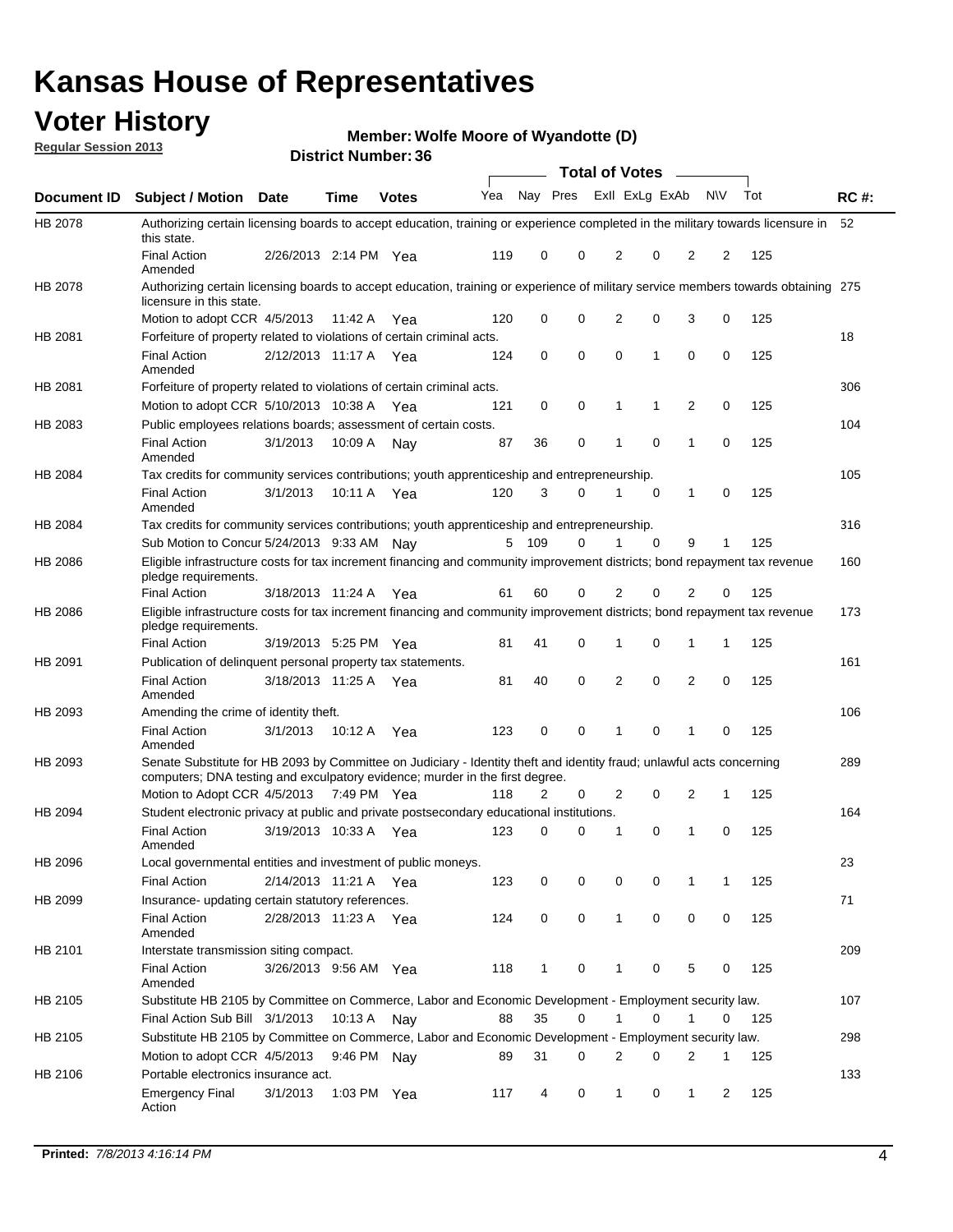# Kansas House of Representatives

## Voter History

**Regular Session 2013**

**Member: Wolfe Moore of Wyandotte (D)**

**District Number: 36**

| Document ID | Subject / Motion | Date | Time | Votes | Yea | Nay | Pres | ExII | ExLg | ExAb | N\V | Tot | RC #: |
|---|---|---|---|---|---|---|---|---|---|---|---|---|---|
| HB 2078 | Authorizing certain licensing boards to accept education, training or experience completed in the military towards licensure in this state. | | | | | | | | | | | | 52 |
| | Final Action Amended | 2/26/2013 | 2:14 PM | Yea | 119 | 0 | 0 | 2 | 0 | 2 | 2 | 125 | |
| HB 2078 | Authorizing certain licensing boards to accept education, training or experience of military service members towards obtaining licensure in this state. | | | | | | | | | | | | 275 |
| | Motion to adopt CCR | 4/5/2013 | 11:42 A | Yea | 120 | 0 | 0 | 2 | 0 | 3 | 0 | 125 | |
| HB 2081 | Forfeiture of property related to violations of certain criminal acts. | | | | | | | | | | | | 18 |
| | Final Action Amended | 2/12/2013 | 11:17 A | Yea | 124 | 0 | 0 | 0 | 1 | 0 | 0 | 125 | |
| HB 2081 | Forfeiture of property related to violations of certain criminal acts. | | | | | | | | | | | | 306 |
| | Motion to adopt CCR | 5/10/2013 | 10:38 A | Yea | 121 | 0 | 0 | 1 | 1 | 2 | 0 | 125 | |
| HB 2083 | Public employees relations boards; assessment of certain costs. | | | | | | | | | | | | 104 |
| | Final Action Amended | 3/1/2013 | 10:09 A | Nay | 87 | 36 | 0 | 1 | 0 | 1 | 0 | 125 | |
| HB 2084 | Tax credits for community services contributions; youth apprenticeship and entrepreneurship. | | | | | | | | | | | | 105 |
| | Final Action Amended | 3/1/2013 | 10:11 A | Yea | 120 | 3 | 0 | 1 | 0 | 1 | 0 | 125 | |
| HB 2084 | Tax credits for community services contributions; youth apprenticeship and entrepreneurship. | | | | | | | | | | | | 316 |
| | Sub Motion to Concur | 5/24/2013 | 9:33 AM | Nay | 5 | 109 | 0 | 1 | 0 | 9 | 1 | 125 | |
| HB 2086 | Eligible infrastructure costs for tax increment financing and community improvement districts; bond repayment tax revenue pledge requirements. | | | | | | | | | | | | 160 |
| | Final Action | 3/18/2013 | 11:24 A | Yea | 61 | 60 | 0 | 2 | 0 | 2 | 0 | 125 | |
| HB 2086 | Eligible infrastructure costs for tax increment financing and community improvement districts; bond repayment tax revenue pledge requirements. | | | | | | | | | | | | 173 |
| | Final Action | 3/19/2013 | 5:25 PM | Yea | 81 | 41 | 0 | 1 | 0 | 1 | 1 | 125 | |
| HB 2091 | Publication of delinquent personal property tax statements. | | | | | | | | | | | | 161 |
| | Final Action Amended | 3/18/2013 | 11:25 A | Yea | 81 | 40 | 0 | 2 | 0 | 2 | 0 | 125 | |
| HB 2093 | Amending the crime of identity theft. | | | | | | | | | | | | 106 |
| | Final Action Amended | 3/1/2013 | 10:12 A | Yea | 123 | 0 | 0 | 1 | 0 | 1 | 0 | 125 | |
| HB 2093 | Senate Substitute for HB 2093 by Committee on Judiciary - Identity theft and identity fraud; unlawful acts concerning computers; DNA testing and exculpatory evidence; murder in the first degree. | | | | | | | | | | | | 289 |
| | Motion to Adopt CCR | 4/5/2013 | 7:49 PM | Yea | 118 | 2 | 0 | 2 | 0 | 2 | 1 | 125 | |
| HB 2094 | Student electronic privacy at public and private postsecondary educational institutions. | | | | | | | | | | | | 164 |
| | Final Action Amended | 3/19/2013 | 10:33 A | Yea | 123 | 0 | 0 | 1 | 0 | 1 | 0 | 125 | |
| HB 2096 | Local governmental entities and investment of public moneys. | | | | | | | | | | | | 23 |
| | Final Action | 2/14/2013 | 11:21 A | Yea | 123 | 0 | 0 | 0 | 0 | 1 | 1 | 125 | |
| HB 2099 | Insurance- updating certain statutory references. | | | | | | | | | | | | 71 |
| | Final Action Amended | 2/28/2013 | 11:23 A | Yea | 124 | 0 | 0 | 1 | 0 | 0 | 0 | 125 | |
| HB 2101 | Interstate transmission siting compact. | | | | | | | | | | | | 209 |
| | Final Action Amended | 3/26/2013 | 9:56 AM | Yea | 118 | 1 | 0 | 1 | 0 | 5 | 0 | 125 | |
| HB 2105 | Substitute HB 2105 by Committee on Commerce, Labor and Economic Development - Employment security law. | | | | | | | | | | | | 107 |
| | Final Action Sub Bill | 3/1/2013 | 10:13 A | Nay | 88 | 35 | 0 | 1 | 0 | 1 | 0 | 125 | |
| HB 2105 | Substitute HB 2105 by Committee on Commerce, Labor and Economic Development - Employment security law. | | | | | | | | | | | | 298 |
| | Motion to adopt CCR | 4/5/2013 | 9:46 PM | Nay | 89 | 31 | 0 | 2 | 0 | 2 | 1 | 125 | |
| HB 2106 | Portable electronics insurance act. | | | | | | | | | | | | 133 |
| | Emergency Final Action | 3/1/2013 | 1:03 PM | Yea | 117 | 4 | 0 | 1 | 0 | 1 | 2 | 125 | |

**Printed:** *7/8/2013 4:16:14 PM*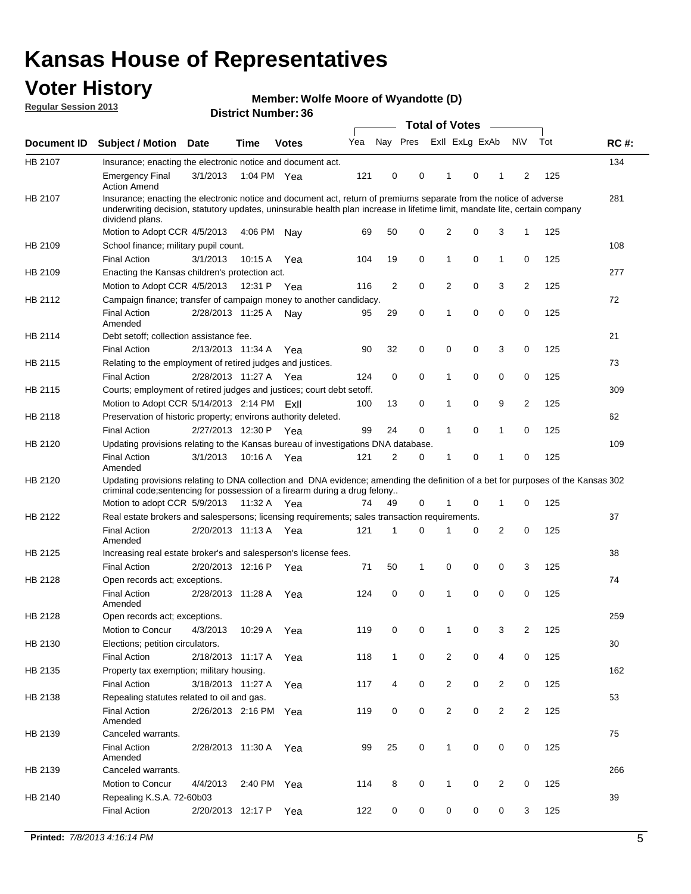# Kansas House of Representatives

## Voter History

**Regular Session 2013**

**Member: Wolfe Moore of Wyandotte (D)**

**District Number: 36**

| Document ID | Subject / Motion | Date | Time | Votes | Yea | Nay | Pres | ExII | ExLg | ExAb | N\V | Tot | RC #: |
|---|---|---|---|---|---|---|---|---|---|---|---|---|---|
| HB 2107 | Insurance; enacting the electronic notice and document act. | | | | | | | | | | | | 134 |
| | Emergency Final Action Amend | 3/1/2013 | 1:04 PM | Yea | 121 | 0 | 0 | 1 | 0 | 1 | 2 | 125 | |
| HB 2107 | Insurance; enacting the electronic notice and document act, return of premiums separate from the notice of adverse underwriting decision, statutory updates, uninsurable health plan increase in lifetime limit, mandate lite, certain company dividend plans. | | | | | | | | | | | | 281 |
| | Motion to Adopt CCR | 4/5/2013 | 4:06 PM | Nay | 69 | 50 | 0 | 2 | 0 | 3 | 1 | 125 | |
| HB 2109 | School finance; military pupil count. | | | | | | | | | | | | 108 |
| | Final Action | 3/1/2013 | 10:15 A | Yea | 104 | 19 | 0 | 1 | 0 | 1 | 0 | 125 | |
| HB 2109 | Enacting the Kansas children's protection act. | | | | | | | | | | | | 277 |
| | Motion to Adopt CCR | 4/5/2013 | 12:31 P | Yea | 116 | 2 | 0 | 2 | 0 | 3 | 2 | 125 | |
| HB 2112 | Campaign finance; transfer of campaign money to another candidacy. | | | | | | | | | | | | 72 |
| | Final Action Amended | 2/28/2013 | 11:25 A | Nay | 95 | 29 | 0 | 1 | 0 | 0 | 0 | 125 | |
| HB 2114 | Debt setoff; collection assistance fee. | | | | | | | | | | | | 21 |
| | Final Action | 2/13/2013 | 11:34 A | Yea | 90 | 32 | 0 | 0 | 0 | 3 | 0 | 125 | |
| HB 2115 | Relating to the employment of retired judges and justices. | | | | | | | | | | | | 73 |
| | Final Action | 2/28/2013 | 11:27 A | Yea | 124 | 0 | 0 | 1 | 0 | 0 | 0 | 125 | |
| HB 2115 | Courts; employment of retired judges and justices; court debt setoff. | | | | | | | | | | | | 309 |
| | Motion to Adopt CCR | 5/14/2013 | 2:14 PM | ExII | 100 | 13 | 0 | 1 | 0 | 9 | 2 | 125 | |
| HB 2118 | Preservation of historic property; environs authority deleted. | | | | | | | | | | | | 62 |
| | Final Action | 2/27/2013 | 12:30 P | Yea | 99 | 24 | 0 | 1 | 0 | 1 | 0 | 125 | |
| HB 2120 | Updating provisions relating to the Kansas bureau of investigations DNA database. | | | | | | | | | | | | 109 |
| | Final Action Amended | 3/1/2013 | 10:16 A | Yea | 121 | 2 | 0 | 1 | 0 | 1 | 0 | 125 | |
| HB 2120 | Updating provisions relating to DNA collection and DNA evidence; amending the definition of a bet for purposes of the Kansas criminal code;sentencing for possession of a firearm during a drug felony.. | | | | | | | | | | | | 302 |
| | Motion to adopt CCR | 5/9/2013 | 11:32 A | Yea | 74 | 49 | 0 | 1 | 0 | 1 | 0 | 125 | |
| HB 2122 | Real estate brokers and salespersons; licensing requirements; sales transaction requirements. | | | | | | | | | | | | 37 |
| | Final Action Amended | 2/20/2013 | 11:13 A | Yea | 121 | 1 | 0 | 1 | 0 | 2 | 0 | 125 | |
| HB 2125 | Increasing real estate broker's and salesperson's license fees. | | | | | | | | | | | | 38 |
| | Final Action | 2/20/2013 | 12:16 P | Yea | 71 | 50 | 1 | 0 | 0 | 0 | 3 | 125 | |
| HB 2128 | Open records act; exceptions. | | | | | | | | | | | | 74 |
| | Final Action Amended | 2/28/2013 | 11:28 A | Yea | 124 | 0 | 0 | 1 | 0 | 0 | 0 | 125 | |
| HB 2128 | Open records act; exceptions. | | | | | | | | | | | | 259 |
| | Motion to Concur | 4/3/2013 | 10:29 A | Yea | 119 | 0 | 0 | 1 | 0 | 3 | 2 | 125 | |
| HB 2130 | Elections; petition circulators. | | | | | | | | | | | | 30 |
| | Final Action | 2/18/2013 | 11:17 A | Yea | 118 | 1 | 0 | 2 | 0 | 4 | 0 | 125 | |
| HB 2135 | Property tax exemption; military housing. | | | | | | | | | | | | 162 |
| | Final Action | 3/18/2013 | 11:27 A | Yea | 117 | 4 | 0 | 2 | 0 | 2 | 0 | 125 | |
| HB 2138 | Repealing statutes related to oil and gas. | | | | | | | | | | | | 53 |
| | Final Action Amended | 2/26/2013 | 2:16 PM | Yea | 119 | 0 | 0 | 2 | 0 | 2 | 2 | 125 | |
| HB 2139 | Canceled warrants. | | | | | | | | | | | | 75 |
| | Final Action Amended | 2/28/2013 | 11:30 A | Yea | 99 | 25 | 0 | 1 | 0 | 0 | 0 | 125 | |
| HB 2139 | Canceled warrants. | | | | | | | | | | | | 266 |
| | Motion to Concur | 4/4/2013 | 2:40 PM | Yea | 114 | 8 | 0 | 1 | 0 | 2 | 0 | 125 | |
| HB 2140 | Repealing K.S.A. 72-60b03 | | | | | | | | | | | | 39 |
| | Final Action | 2/20/2013 | 12:17 P | Yea | 122 | 0 | 0 | 0 | 0 | 0 | 3 | 125 | |

**Printed:** *7/8/2013 4:16:14 PM*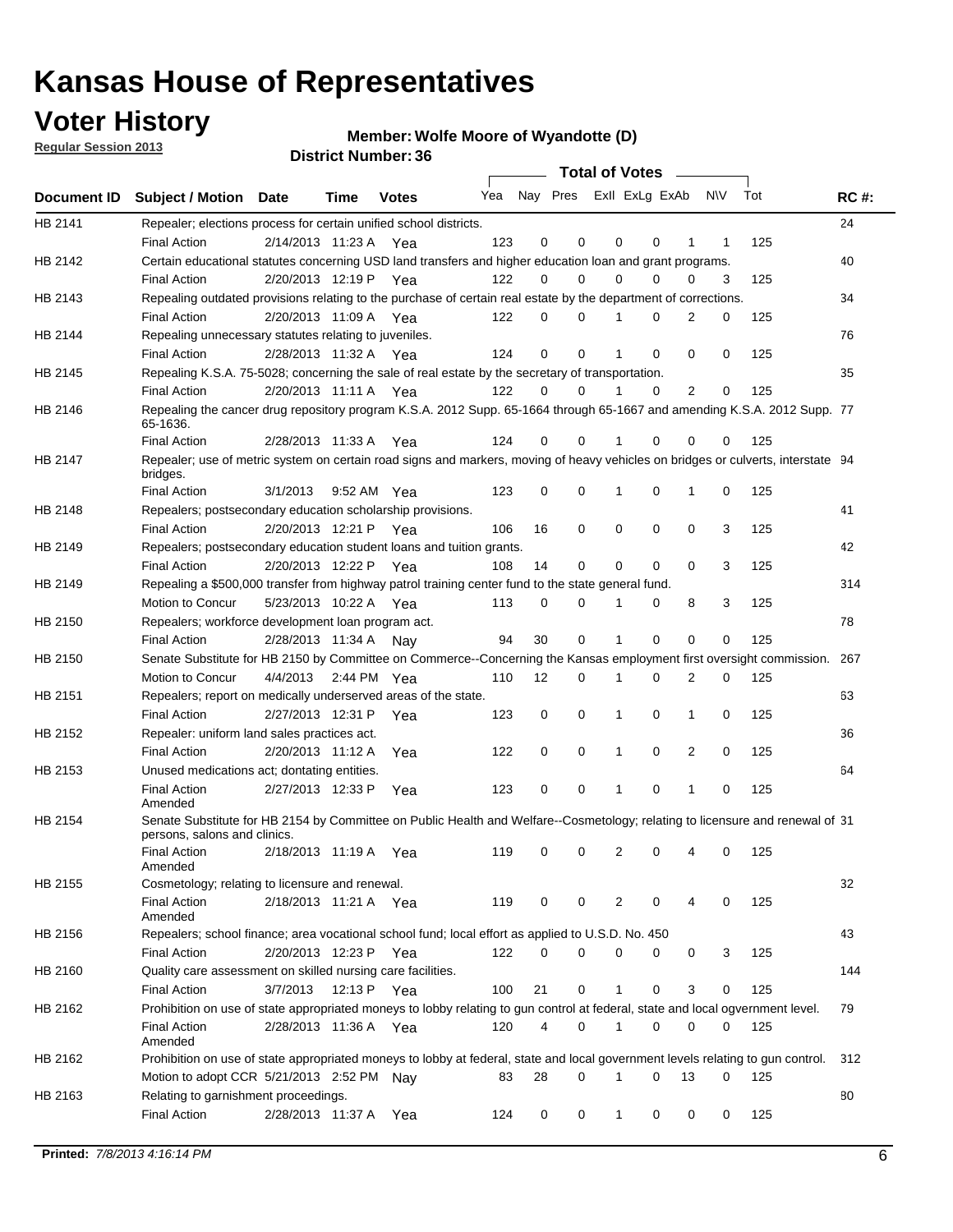# Kansas House of Representatives

## Voter History

**Regular Session 2013**

**Member: Wolfe Moore of Wyandotte (D)**

**District Number: 36**

| Document ID | Subject / Motion | Date | Time | Votes | Yea | Nay | Pres | ExII | ExLg | ExAb | N\V | Tot | RC #: |
|---|---|---|---|---|---|---|---|---|---|---|---|---|---|
| HB 2141 | Repealer; elections process for certain unified school districts. | | | | | | | | | | | | 24 |
| | Final Action | 2/14/2013 | 11:23 A | Yea | 123 | 0 | 0 | 0 | 0 | 1 | 1 | 125 | |
| HB 2142 | Certain educational statutes concerning USD land transfers and higher education loan and grant programs. | | | | | | | | | | | | 40 |
| | Final Action | 2/20/2013 | 12:19 P | Yea | 122 | 0 | 0 | 0 | 0 | 0 | 3 | 125 | |
| HB 2143 | Repealing outdated provisions relating to the purchase of certain real estate by the department of corrections. | | | | | | | | | | | | 34 |
| | Final Action | 2/20/2013 | 11:09 A | Yea | 122 | 0 | 0 | 1 | 0 | 2 | 0 | 125 | |
| HB 2144 | Repealing unnecessary statutes relating to juveniles. | | | | | | | | | | | | 76 |
| | Final Action | 2/28/2013 | 11:32 A | Yea | 124 | 0 | 0 | 1 | 0 | 0 | 0 | 125 | |
| HB 2145 | Repealing K.S.A. 75-5028; concerning the sale of real estate by the secretary of transportation. | | | | | | | | | | | | 35 |
| | Final Action | 2/20/2013 | 11:11 A | Yea | 122 | 0 | 0 | 1 | 0 | 2 | 0 | 125 | |
| HB 2146 | Repealing the cancer drug repository program K.S.A. 2012 Supp. 65-1664 through 65-1667 and amending K.S.A. 2012 Supp. 65-1636. | | | | | | | | | | | | 77 |
| | Final Action | 2/28/2013 | 11:33 A | Yea | 124 | 0 | 0 | 1 | 0 | 0 | 0 | 125 | |
| HB 2147 | Repealer; use of metric system on certain road signs and markers, moving of heavy vehicles on bridges or culverts, interstate bridges. | | | | | | | | | | | | 94 |
| | Final Action | 3/1/2013 | 9:52 AM | Yea | 123 | 0 | 0 | 1 | 0 | 1 | 0 | 125 | |
| HB 2148 | Repealers; postsecondary education scholarship provisions. | | | | | | | | | | | | 41 |
| | Final Action | 2/20/2013 | 12:21 P | Yea | 106 | 16 | 0 | 0 | 0 | 0 | 3 | 125 | |
| HB 2149 | Repealers; postsecondary education student loans and tuition grants. | | | | | | | | | | | | 42 |
| | Final Action | 2/20/2013 | 12:22 P | Yea | 108 | 14 | 0 | 0 | 0 | 0 | 3 | 125 | |
| HB 2149 | Repealing a $500,000 transfer from highway patrol training center fund to the state general fund. | | | | | | | | | | | | 314 |
| | Motion to Concur | 5/23/2013 | 10:22 A | Yea | 113 | 0 | 0 | 1 | 0 | 8 | 3 | 125 | |
| HB 2150 | Repealers; workforce development loan program act. | | | | | | | | | | | | 78 |
| | Final Action | 2/28/2013 | 11:34 A | Nay | 94 | 30 | 0 | 1 | 0 | 0 | 0 | 125 | |
| HB 2150 | Senate Substitute for HB 2150 by Committee on Commerce--Concerning the Kansas employment first oversight commission. | | | | | | | | | | | | 267 |
| | Motion to Concur | 4/4/2013 | 2:44 PM | Yea | 110 | 12 | 0 | 1 | 0 | 2 | 0 | 125 | |
| HB 2151 | Repealers; report on medically underserved areas of the state. | | | | | | | | | | | | 63 |
| | Final Action | 2/27/2013 | 12:31 P | Yea | 123 | 0 | 0 | 1 | 0 | 1 | 0 | 125 | |
| HB 2152 | Repealer: uniform land sales practices act. | | | | | | | | | | | | 36 |
| | Final Action | 2/20/2013 | 11:12 A | Yea | 122 | 0 | 0 | 1 | 0 | 2 | 0 | 125 | |
| HB 2153 | Unused medications act; dontating entities. | | | | | | | | | | | | 64 |
| | Final Action Amended | 2/27/2013 | 12:33 P | Yea | 123 | 0 | 0 | 1 | 0 | 1 | 0 | 125 | |
| HB 2154 | Senate Substitute for HB 2154 by Committee on Public Health and Welfare--Cosmetology; relating to licensure and renewal of persons, salons and clinics. | | | | | | | | | | | | 31 |
| | Final Action Amended | 2/18/2013 | 11:19 A | Yea | 119 | 0 | 0 | 2 | 0 | 4 | 0 | 125 | |
| HB 2155 | Cosmetology; relating to licensure and renewal. | | | | | | | | | | | | 32 |
| | Final Action Amended | 2/18/2013 | 11:21 A | Yea | 119 | 0 | 0 | 2 | 0 | 4 | 0 | 125 | |
| HB 2156 | Repealers; school finance; area vocational school fund; local effort as applied to U.S.D. No. 450 | | | | | | | | | | | | 43 |
| | Final Action | 2/20/2013 | 12:23 P | Yea | 122 | 0 | 0 | 0 | 0 | 0 | 3 | 125 | |
| HB 2160 | Quality care assessment on skilled nursing care facilities. | | | | | | | | | | | | 144 |
| | Final Action | 3/7/2013 | 12:13 P | Yea | 100 | 21 | 0 | 1 | 0 | 3 | 0 | 125 | |
| HB 2162 | Prohibition on use of state appropriated moneys to lobby relating to gun control at federal, state and local ogvernment level. | | | | | | | | | | | | 79 |
| | Final Action Amended | 2/28/2013 | 11:36 A | Yea | 120 | 4 | 0 | 1 | 0 | 0 | 0 | 125 | |
| HB 2162 | Prohibition on use of state appropriated moneys to lobby at federal, state and local government levels relating to gun control. | | | | | | | | | | | | 312 |
| | Motion to adopt CCR | 5/21/2013 | 2:52 PM | Nay | 83 | 28 | 0 | 1 | 0 | 13 | 0 | 125 | |
| HB 2163 | Relating to garnishment proceedings. | | | | | | | | | | | | 80 |
| | Final Action | 2/28/2013 | 11:37 A | Yea | 124 | 0 | 0 | 1 | 0 | 0 | 0 | 125 | |

**Printed:** *7/8/2013 4:16:14 PM*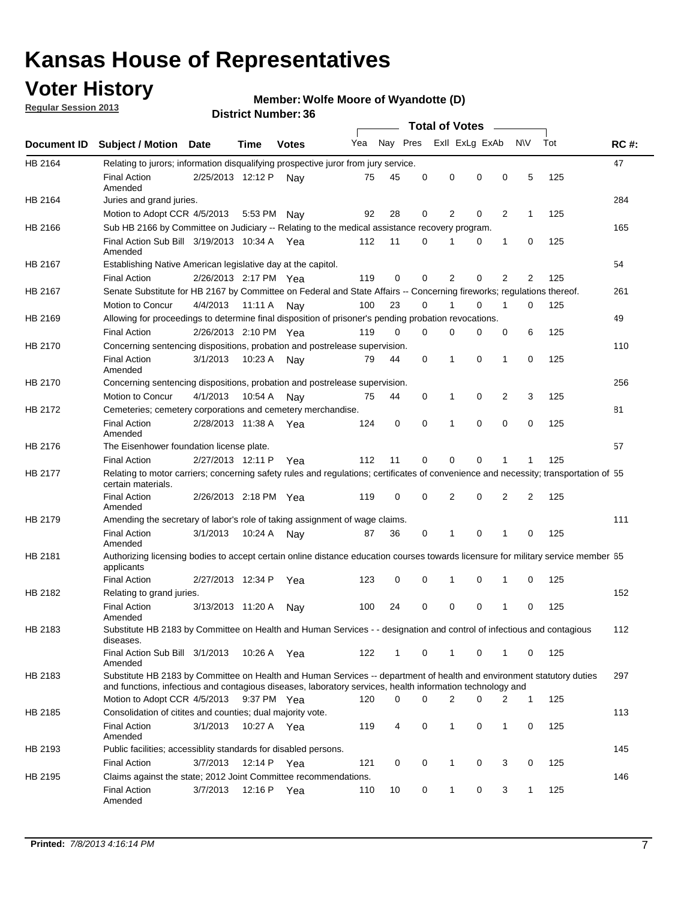# Kansas House of Representatives

## Voter History

**Regular Session 2013**

**Member: Wolfe Moore of Wyandotte (D)**

**District Number: 36**

| Document ID | Subject / Motion | Date | Time | Votes | Yea | Nay | Pres | ExII | ExLg | ExAb | N\V | Tot | RC #: |
|---|---|---|---|---|---|---|---|---|---|---|---|---|---|
| HB 2164 | Relating to jurors; information disqualifying prospective juror from jury service. | | | | | | | | | | | | 47 |
| | Final Action Amended | 2/25/2013 | 12:12 P | Nay | 75 | 45 | 0 | 0 | 0 | 0 | 5 | 125 | |
| HB 2164 | Juries and grand juries. | | | | | | | | | | | | 284 |
| | Motion to Adopt CCR | 4/5/2013 | 5:53 PM | Nay | 92 | 28 | 0 | 2 | 0 | 2 | 1 | 125 | |
| HB 2166 | Sub HB 2166 by Committee on Judiciary -- Relating to the medical assistance recovery program. | | | | | | | | | | | | 165 |
| | Final Action Sub Bill Amended | 3/19/2013 | 10:34 A | Yea | 112 | 11 | 0 | 1 | 0 | 1 | 0 | 125 | |
| HB 2167 | Establishing Native American legislative day at the capitol. | | | | | | | | | | | | 54 |
| | Final Action | 2/26/2013 | 2:17 PM | Yea | 119 | 0 | 0 | 2 | 0 | 2 | 2 | 125 | |
| HB 2167 | Senate Substitute for HB 2167 by Committee on Federal and State Affairs -- Concerning fireworks; regulations thereof. | | | | | | | | | | | | 261 |
| | Motion to Concur | 4/4/2013 | 11:11 A | Nay | 100 | 23 | 0 | 1 | 0 | 1 | 0 | 125 | |
| HB 2169 | Allowing for proceedings to determine final disposition of prisoner's pending probation revocations. | | | | | | | | | | | | 49 |
| | Final Action | 2/26/2013 | 2:10 PM | Yea | 119 | 0 | 0 | 0 | 0 | 0 | 6 | 125 | |
| HB 2170 | Concerning sentencing dispositions, probation and postrelease supervision. | | | | | | | | | | | | 110 |
| | Final Action Amended | 3/1/2013 | 10:23 A | Nay | 79 | 44 | 0 | 1 | 0 | 1 | 0 | 125 | |
| HB 2170 | Concerning sentencing dispositions, probation and postrelease supervision. | | | | | | | | | | | | 256 |
| | Motion to Concur | 4/1/2013 | 10:54 A | Nay | 75 | 44 | 0 | 1 | 0 | 2 | 3 | 125 | |
| HB 2172 | Cemeteries; cemetery corporations and cemetery merchandise. | | | | | | | | | | | | 81 |
| | Final Action Amended | 2/28/2013 | 11:38 A | Yea | 124 | 0 | 0 | 1 | 0 | 0 | 0 | 125 | |
| HB 2176 | The Eisenhower foundation license plate. | | | | | | | | | | | | 57 |
| | Final Action | 2/27/2013 | 12:11 P | Yea | 112 | 11 | 0 | 0 | 0 | 1 | 1 | 125 | |
| HB 2177 | Relating to motor carriers; concerning safety rules and regulations; certificates of convenience and necessity; transportation of certain materials. | | | | | | | | | | | | 55 |
| | Final Action Amended | 2/26/2013 | 2:18 PM | Yea | 119 | 0 | 0 | 2 | 0 | 2 | 2 | 125 | |
| HB 2179 | Amending the secretary of labor's role of taking assignment of wage claims. | | | | | | | | | | | | 111 |
| | Final Action Amended | 3/1/2013 | 10:24 A | Nay | 87 | 36 | 0 | 1 | 0 | 1 | 0 | 125 | |
| HB 2181 | Authorizing licensing bodies to accept certain online distance education courses towards licensure for military service member applicants | | | | | | | | | | | | 65 |
| | Final Action | 2/27/2013 | 12:34 P | Yea | 123 | 0 | 0 | 1 | 0 | 1 | 0 | 125 | |
| HB 2182 | Relating to grand juries. | | | | | | | | | | | | 152 |
| | Final Action Amended | 3/13/2013 | 11:20 A | Nay | 100 | 24 | 0 | 0 | 0 | 1 | 0 | 125 | |
| HB 2183 | Substitute HB 2183 by Committee on Health and Human Services - - designation and control of infectious and contagious diseases. | | | | | | | | | | | | 112 |
| | Final Action Sub Bill Amended | 3/1/2013 | 10:26 A | Yea | 122 | 1 | 0 | 1 | 0 | 1 | 0 | 125 | |
| HB 2183 | Substitute HB 2183 by Committee on Health and Human Services -- department of health and environment statutory duties and functions, infectious and contagious diseases, laboratory services, health information technology and | | | | | | | | | | | | 297 |
| | Motion to Adopt CCR | 4/5/2013 | 9:37 PM | Yea | 120 | 0 | 0 | 2 | 0 | 2 | 1 | 125 | |
| HB 2185 | Consolidation of citites and counties; dual majority vote. | | | | | | | | | | | | 113 |
| | Final Action Amended | 3/1/2013 | 10:27 A | Yea | 119 | 4 | 0 | 1 | 0 | 1 | 0 | 125 | |
| HB 2193 | Public facilities; accessiblity standards for disabled persons. | | | | | | | | | | | | 145 |
| | Final Action | 3/7/2013 | 12:14 P | Yea | 121 | 0 | 0 | 1 | 0 | 3 | 0 | 125 | |
| HB 2195 | Claims against the state; 2012 Joint Committee recommendations. | | | | | | | | | | | | 146 |
| | Final Action Amended | 3/7/2013 | 12:16 P | Yea | 110 | 10 | 0 | 1 | 0 | 3 | 1 | 125 | |

**Printed:** *7/8/2013 4:16:14 PM*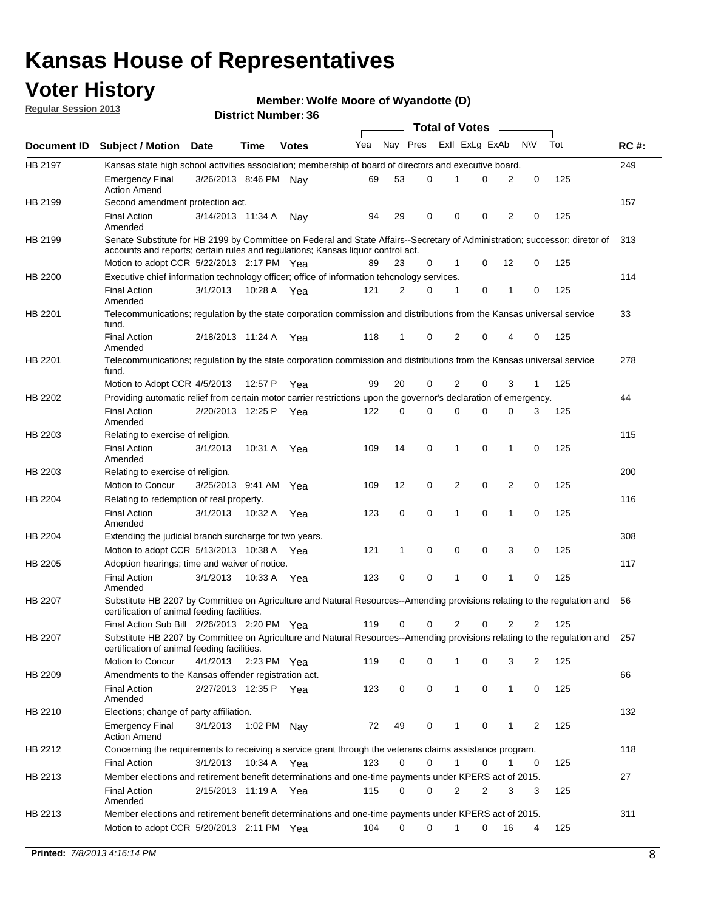# Kansas House of Representatives

## Voter History

**Regular Session 2013**

**Member: Wolfe Moore of Wyandotte (D)**

**District Number: 36**

| Document ID | Subject / Motion | Date | Time | Votes | Yea | Nay | Pres | ExII | ExLg | ExAb | N\V | Tot | RC #: |
|---|---|---|---|---|---|---|---|---|---|---|---|---|---|
| HB 2197 | Kansas state high school activities association; membership of board of directors and executive board. | | | | | | | | | | | | 249 |
| | Emergency Final Action Amend | 3/26/2013 | 8:46 PM | Nay | 69 | 53 | 0 | 1 | 0 | 2 | 0 | 125 | |
| HB 2199 | Second amendment protection act. | | | | | | | | | | | | 157 |
| | Final Action Amended | 3/14/2013 | 11:34 A | Nay | 94 | 29 | 0 | 0 | 0 | 2 | 0 | 125 | |
| HB 2199 | Senate Substitute for HB 2199 by Committee on Federal and State Affairs--Secretary of Administration; successor; diretor of accounts and reports; certain rules and regulations; Kansas liquor control act. | | | | | | | | | | | | 313 |
| | Motion to adopt CCR | 5/22/2013 | 2:17 PM | Yea | 89 | 23 | 0 | 1 | 0 | 12 | 0 | 125 | |
| HB 2200 | Executive chief information technology officer; office of information tehcnology services. | | | | | | | | | | | | 114 |
| | Final Action Amended | 3/1/2013 | 10:28 A | Yea | 121 | 2 | 0 | 1 | 0 | 1 | 0 | 125 | |
| HB 2201 | Telecommunications; regulation by the state corporation commission and distributions from the Kansas universal service fund. | | | | | | | | | | | | 33 |
| | Final Action Amended | 2/18/2013 | 11:24 A | Yea | 118 | 1 | 0 | 2 | 0 | 4 | 0 | 125 | |
| HB 2201 | Telecommunications; regulation by the state corporation commission and distributions from the Kansas universal service fund. | | | | | | | | | | | | 278 |
| | Motion to Adopt CCR | 4/5/2013 | 12:57 P | Yea | 99 | 20 | 0 | 2 | 0 | 3 | 1 | 125 | |
| HB 2202 | Providing automatic relief from certain motor carrier restrictions upon the governor's declaration of emergency. | | | | | | | | | | | | 44 |
| | Final Action Amended | 2/20/2013 | 12:25 P | Yea | 122 | 0 | 0 | 0 | 0 | 0 | 3 | 125 | |
| HB 2203 | Relating to exercise of religion. | | | | | | | | | | | | 115 |
| | Final Action Amended | 3/1/2013 | 10:31 A | Yea | 109 | 14 | 0 | 1 | 0 | 1 | 0 | 125 | |
| HB 2203 | Relating to exercise of religion. | | | | | | | | | | | | 200 |
| | Motion to Concur | 3/25/2013 | 9:41 AM | Yea | 109 | 12 | 0 | 2 | 0 | 2 | 0 | 125 | |
| HB 2204 | Relating to redemption of real property. | | | | | | | | | | | | 116 |
| | Final Action Amended | 3/1/2013 | 10:32 A | Yea | 123 | 0 | 0 | 1 | 0 | 1 | 0 | 125 | |
| HB 2204 | Extending the judicial branch surcharge for two years. | | | | | | | | | | | | 308 |
| | Motion to adopt CCR | 5/13/2013 | 10:38 A | Yea | 121 | 1 | 0 | 0 | 0 | 3 | 0 | 125 | |
| HB 2205 | Adoption hearings; time and waiver of notice. | | | | | | | | | | | | 117 |
| | Final Action Amended | 3/1/2013 | 10:33 A | Yea | 123 | 0 | 0 | 1 | 0 | 1 | 0 | 125 | |
| HB 2207 | Substitute HB 2207 by Committee on Agriculture and Natural Resources--Amending provisions relating to the regulation and certification of animal feeding facilities. | | | | | | | | | | | | 56 |
| | Final Action Sub Bill | 2/26/2013 | 2:20 PM | Yea | 119 | 0 | 0 | 2 | 0 | 2 | 2 | 125 | |
| HB 2207 | Substitute HB 2207 by Committee on Agriculture and Natural Resources--Amending provisions relating to the regulation and certification of animal feeding facilities. | | | | | | | | | | | | 257 |
| | Motion to Concur | 4/1/2013 | 2:23 PM | Yea | 119 | 0 | 0 | 1 | 0 | 3 | 2 | 125 | |
| HB 2209 | Amendments to the Kansas offender registration act. | | | | | | | | | | | | 66 |
| | Final Action Amended | 2/27/2013 | 12:35 P | Yea | 123 | 0 | 0 | 1 | 0 | 1 | 0 | 125 | |
| HB 2210 | Elections; change of party affiliation. | | | | | | | | | | | | 132 |
| | Emergency Final Action Amend | 3/1/2013 | 1:02 PM | Nay | 72 | 49 | 0 | 1 | 0 | 1 | 2 | 125 | |
| HB 2212 | Concerning the requirements to receiving a service grant through the veterans claims assistance program. | | | | | | | | | | | | 118 |
| | Final Action | 3/1/2013 | 10:34 A | Yea | 123 | 0 | 0 | 1 | 0 | 1 | 0 | 125 | |
| HB 2213 | Member elections and retirement benefit determinations and one-time payments under KPERS act of 2015. | | | | | | | | | | | | 27 |
| | Final Action Amended | 2/15/2013 | 11:19 A | Yea | 115 | 0 | 0 | 2 | 2 | 3 | 3 | 125 | |
| HB 2213 | Member elections and retirement benefit determinations and one-time payments under KPERS act of 2015. | | | | | | | | | | | | 311 |
| | Motion to adopt CCR | 5/20/2013 | 2:11 PM | Yea | 104 | 0 | 0 | 1 | 0 | 16 | 4 | 125 | |

**Printed:** *7/8/2013 4:16:14 PM*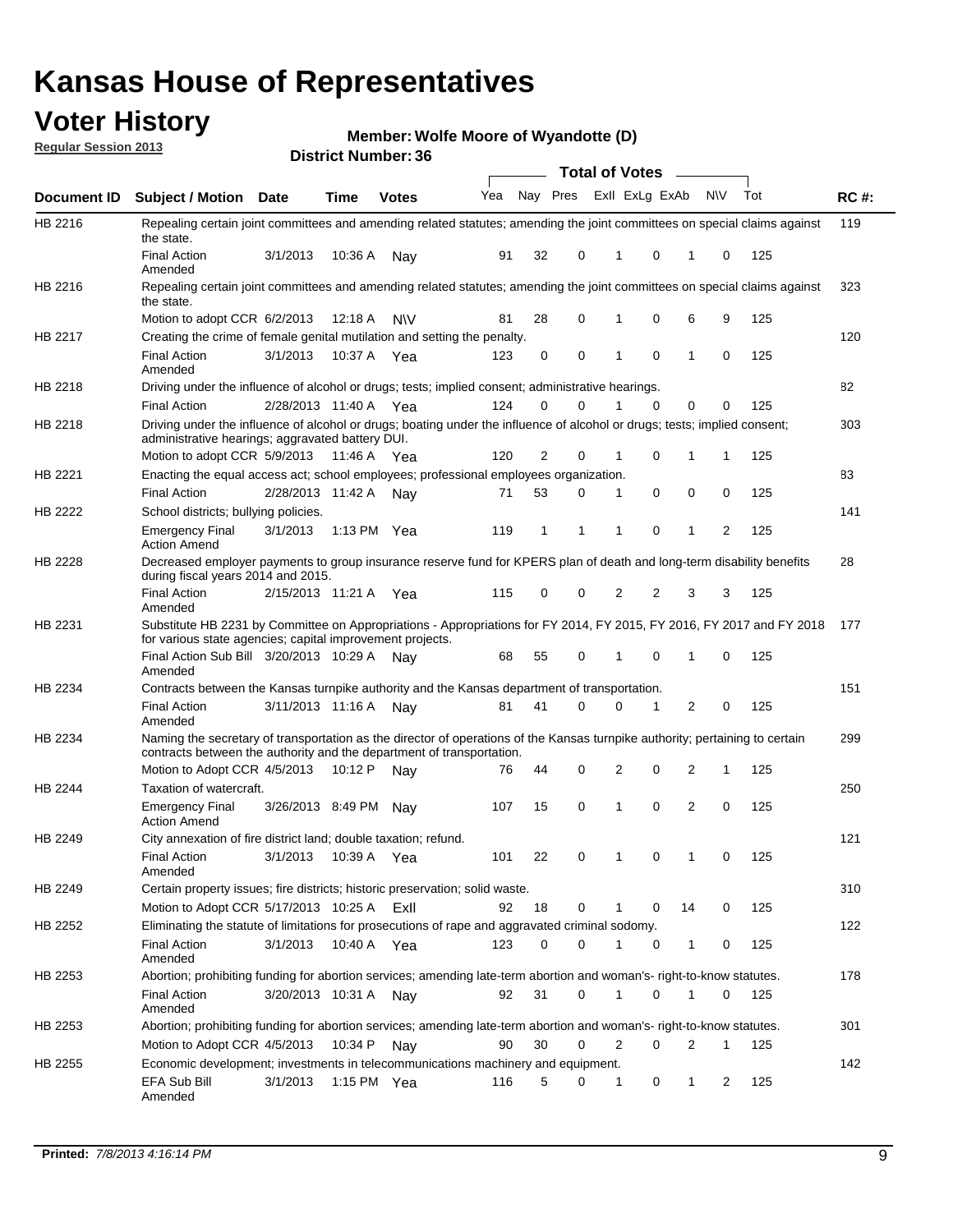# Kansas House of Representatives

## Voter History

**Regular Session 2013**

**Member: Wolfe Moore of Wyandotte (D)**

**District Number: 36**

| Document ID | Subject / Motion | Date | Time | Votes | Yea | Nay | Pres | ExII | ExLg | ExAb | N\V | Tot | RC #: |
|---|---|---|---|---|---|---|---|---|---|---|---|---|---|
| HB 2216 | Repealing certain joint committees and amending related statutes; amending the joint committees on special claims against the state. | | | | | | | | | | | | 119 |
| | Final Action Amended | 3/1/2013 | 10:36 A | Nay | 91 | 32 | 0 | 1 | 0 | 1 | 0 | 125 | |
| HB 2216 | Repealing certain joint committees and amending related statutes; amending the joint committees on special claims against the state. | | | | | | | | | | | | 323 |
| | Motion to adopt CCR | 6/2/2013 | 12:18 A | N\V | 81 | 28 | 0 | 1 | 0 | 6 | 9 | 125 | |
| HB 2217 | Creating the crime of female genital mutilation and setting the penalty. | | | | | | | | | | | | 120 |
| | Final Action Amended | 3/1/2013 | 10:37 A | Yea | 123 | 0 | 0 | 1 | 0 | 1 | 0 | 125 | |
| HB 2218 | Driving under the influence of alcohol or drugs; tests; implied consent; administrative hearings. | | | | | | | | | | | | 82 |
| | Final Action | 2/28/2013 | 11:40 A | Yea | 124 | 0 | 0 | 1 | 0 | 0 | 0 | 125 | |
| HB 2218 | Driving under the influence of alcohol or drugs; boating under the influence of alcohol or drugs; tests; implied consent; administrative hearings; aggravated battery DUI. | | | | | | | | | | | | 303 |
| | Motion to adopt CCR | 5/9/2013 | 11:46 A | Yea | 120 | 2 | 0 | 1 | 0 | 1 | 1 | 125 | |
| HB 2221 | Enacting the equal access act; school employees; professional employees organization. | | | | | | | | | | | | 83 |
| | Final Action | 2/28/2013 | 11:42 A | Nay | 71 | 53 | 0 | 1 | 0 | 0 | 0 | 125 | |
| HB 2222 | School districts; bullying policies. | | | | | | | | | | | | 141 |
| | Emergency Final Action Amend | 3/1/2013 | 1:13 PM | Yea | 119 | 1 | 1 | 1 | 0 | 1 | 2 | 125 | |
| HB 2228 | Decreased employer payments to group insurance reserve fund for KPERS plan of death and long-term disability benefits during fiscal years 2014 and 2015. | | | | | | | | | | | | 28 |
| | Final Action Amended | 2/15/2013 | 11:21 A | Yea | 115 | 0 | 0 | 2 | 2 | 3 | 3 | 125 | |
| HB 2231 | Substitute HB 2231 by Committee on Appropriations - Appropriations for FY 2014, FY 2015, FY 2016, FY 2017 and FY 2018 for various state agencies; capital improvement projects. | | | | | | | | | | | | 177 |
| | Final Action Sub Bill Amended | 3/20/2013 | 10:29 A | Nay | 68 | 55 | 0 | 1 | 0 | 1 | 0 | 125 | |
| HB 2234 | Contracts between the Kansas turnpike authority and the Kansas department of transportation. | | | | | | | | | | | | 151 |
| | Final Action Amended | 3/11/2013 | 11:16 A | Nay | 81 | 41 | 0 | 0 | 1 | 2 | 0 | 125 | |
| HB 2234 | Naming the secretary of transportation as the director of operations of the Kansas turnpike authority; pertaining to certain contracts between the authority and the department of transportation. | | | | | | | | | | | | 299 |
| | Motion to Adopt CCR | 4/5/2013 | 10:12 P | Nay | 76 | 44 | 0 | 2 | 0 | 2 | 1 | 125 | |
| HB 2244 | Taxation of watercraft. | | | | | | | | | | | | 250 |
| | Emergency Final Action Amend | 3/26/2013 | 8:49 PM | Nay | 107 | 15 | 0 | 1 | 0 | 2 | 0 | 125 | |
| HB 2249 | City annexation of fire district land; double taxation; refund. | | | | | | | | | | | | 121 |
| | Final Action Amended | 3/1/2013 | 10:39 A | Yea | 101 | 22 | 0 | 1 | 0 | 1 | 0 | 125 | |
| HB 2249 | Certain property issues; fire districts; historic preservation; solid waste. | | | | | | | | | | | | 310 |
| | Motion to Adopt CCR | 5/17/2013 | 10:25 A | ExII | 92 | 18 | 0 | 1 | 0 | 14 | 0 | 125 | |
| HB 2252 | Eliminating the statute of limitations for prosecutions of rape and aggravated criminal sodomy. | | | | | | | | | | | | 122 |
| | Final Action Amended | 3/1/2013 | 10:40 A | Yea | 123 | 0 | 0 | 1 | 0 | 1 | 0 | 125 | |
| HB 2253 | Abortion; prohibiting funding for abortion services; amending late-term abortion and woman's- right-to-know statutes. | | | | | | | | | | | | 178 |
| | Final Action Amended | 3/20/2013 | 10:31 A | Nay | 92 | 31 | 0 | 1 | 0 | 1 | 0 | 125 | |
| HB 2253 | Abortion; prohibiting funding for abortion services; amending late-term abortion and woman's- right-to-know statutes. | | | | | | | | | | | | 301 |
| | Motion to Adopt CCR | 4/5/2013 | 10:34 P | Nay | 90 | 30 | 0 | 2 | 0 | 2 | 1 | 125 | |
| HB 2255 | Economic development; investments in telecommunications machinery and equipment. | | | | | | | | | | | | 142 |
| | EFA Sub Bill Amended | 3/1/2013 | 1:15 PM | Yea | 116 | 5 | 0 | 1 | 0 | 1 | 2 | 125 | |

Printed: 7/8/2013 4:16:14 PM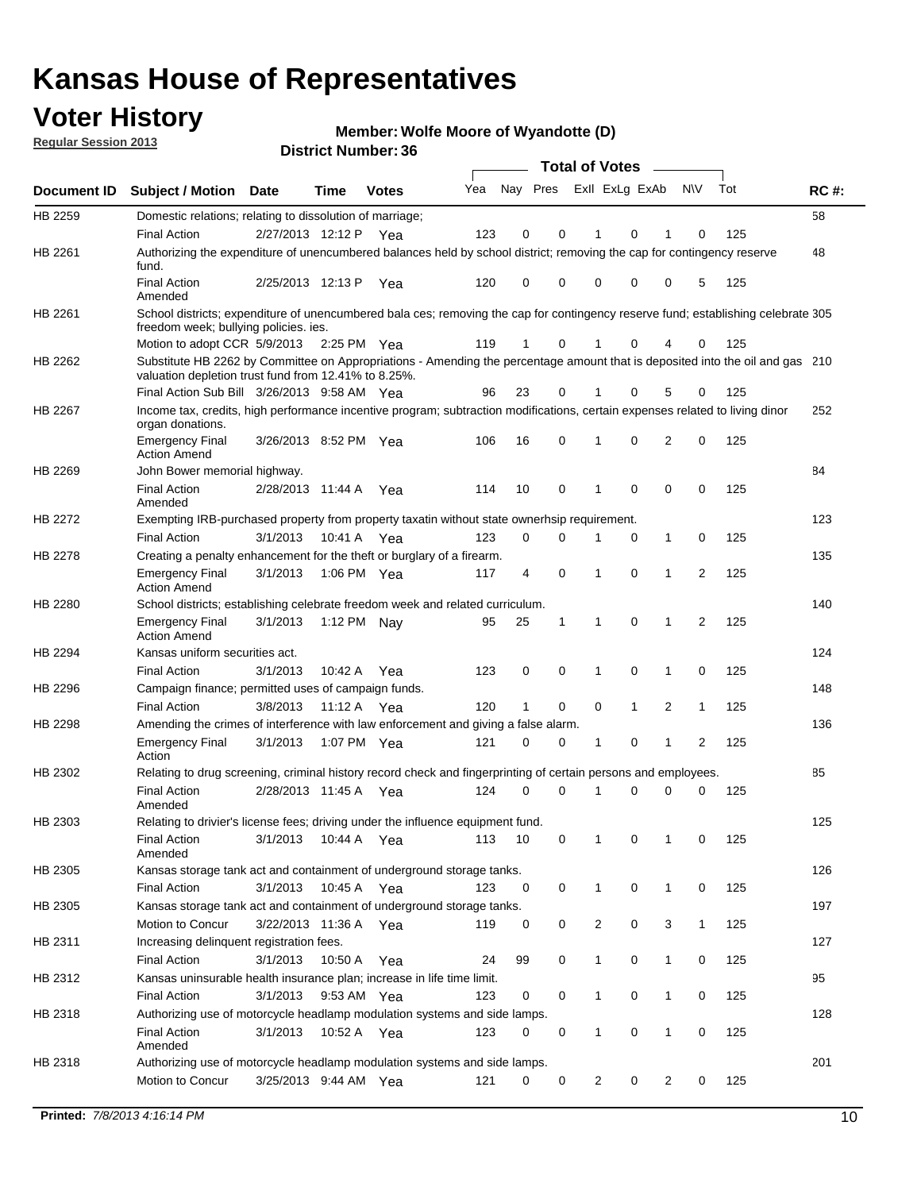# Kansas House of Representatives

## Voter History

**Regular Session 2013**

**Member: Wolfe Moore of Wyandotte (D)**

**District Number: 36**

| Document ID | Subject / Motion | Date | Time | Votes | Yea | Nay | Pres | Exll | ExLg | ExAb | N\V | Tot | RC #: |
|---|---|---|---|---|---|---|---|---|---|---|---|---|---|
| HB 2259 | Domestic relations; relating to dissolution of marriage; | | | | | | | | | | | | 58 |
| | Final Action | 2/27/2013 | 12:12 P | Yea | 123 | 0 | 0 | 1 | 0 | 1 | 0 | 125 | |
| HB 2261 | Authorizing the expenditure of unencumbered balances held by school district; removing the cap for contingency reserve fund. | | | | | | | | | | | | 48 |
| | Final Action Amended | 2/25/2013 | 12:13 P | Yea | 120 | 0 | 0 | 0 | 0 | 0 | 5 | 125 | |
| HB 2261 | School districts; expenditure of unencumbered bala ces; removing the cap for contingency reserve fund; establishing celebrate freedom week; bullying policies. ies. | | | | | | | | | | | | 305 |
| | Motion to adopt CCR | 5/9/2013 | 2:25 PM | Yea | 119 | 1 | 0 | 1 | 0 | 4 | 0 | 125 | |
| HB 2262 | Substitute HB 2262 by Committee on Appropriations - Amending the percentage amount that is deposited into the oil and gas valuation depletion trust fund from 12.41% to 8.25%. | | | | | | | | | | | | 210 |
| | Final Action Sub Bill | 3/26/2013 | 9:58 AM | Yea | 96 | 23 | 0 | 1 | 0 | 5 | 0 | 125 | |
| HB 2267 | Income tax, credits, high performance incentive program; subtraction modifications, certain expenses related to living dinor organ donations. | | | | | | | | | | | | 252 |
| | Emergency Final Action Amend | 3/26/2013 | 8:52 PM | Yea | 106 | 16 | 0 | 1 | 0 | 2 | 0 | 125 | |
| HB 2269 | John Bower memorial highway. | | | | | | | | | | | | 84 |
| | Final Action Amended | 2/28/2013 | 11:44 A | Yea | 114 | 10 | 0 | 1 | 0 | 0 | 0 | 125 | |
| HB 2272 | Exempting IRB-purchased property from property taxatin without state ownerhsip requirement. | | | | | | | | | | | | 123 |
| | Final Action | 3/1/2013 | 10:41 A | Yea | 123 | 0 | 0 | 1 | 0 | 1 | 0 | 125 | |
| HB 2278 | Creating a penalty enhancement for the theft or burglary of a firearm. | | | | | | | | | | | | 135 |
| | Emergency Final Action Amend | 3/1/2013 | 1:06 PM | Yea | 117 | 4 | 0 | 1 | 0 | 1 | 2 | 125 | |
| HB 2280 | School districts; establishing celebrate freedom week and related curriculum. | | | | | | | | | | | | 140 |
| | Emergency Final Action Amend | 3/1/2013 | 1:12 PM | Nay | 95 | 25 | 1 | 1 | 0 | 1 | 2 | 125 | |
| HB 2294 | Kansas uniform securities act. | | | | | | | | | | | | 124 |
| | Final Action | 3/1/2013 | 10:42 A | Yea | 123 | 0 | 0 | 1 | 0 | 1 | 0 | 125 | |
| HB 2296 | Campaign finance; permitted uses of campaign funds. | | | | | | | | | | | | 148 |
| | Final Action | 3/8/2013 | 11:12 A | Yea | 120 | 1 | 0 | 0 | 1 | 2 | 1 | 125 | |
| HB 2298 | Amending the crimes of interference with law enforcement and giving a false alarm. | | | | | | | | | | | | 136 |
| | Emergency Final Action | 3/1/2013 | 1:07 PM | Yea | 121 | 0 | 0 | 1 | 0 | 1 | 2 | 125 | |
| HB 2302 | Relating to drug screening, criminal history record check and fingerprinting of certain persons and employees. | | | | | | | | | | | | 85 |
| | Final Action Amended | 2/28/2013 | 11:45 A | Yea | 124 | 0 | 0 | 1 | 0 | 0 | 0 | 125 | |
| HB 2303 | Relating to drivier's license fees; driving under the influence equipment fund. | | | | | | | | | | | | 125 |
| | Final Action Amended | 3/1/2013 | 10:44 A | Yea | 113 | 10 | 0 | 1 | 0 | 1 | 0 | 125 | |
| HB 2305 | Kansas storage tank act and containment of underground storage tanks. | | | | | | | | | | | | 126 |
| | Final Action | 3/1/2013 | 10:45 A | Yea | 123 | 0 | 0 | 1 | 0 | 1 | 0 | 125 | |
| HB 2305 | Kansas storage tank act and containment of underground storage tanks. | | | | | | | | | | | | 197 |
| | Motion to Concur | 3/22/2013 | 11:36 A | Yea | 119 | 0 | 0 | 2 | 0 | 3 | 1 | 125 | |
| HB 2311 | Increasing delinquent registration fees. | | | | | | | | | | | | 127 |
| | Final Action | 3/1/2013 | 10:50 A | Yea | 24 | 99 | 0 | 1 | 0 | 1 | 0 | 125 | |
| HB 2312 | Kansas uninsurable health insurance plan; increase in life time limit. | | | | | | | | | | | | 95 |
| | Final Action | 3/1/2013 | 9:53 AM | Yea | 123 | 0 | 0 | 1 | 0 | 1 | 0 | 125 | |
| HB 2318 | Authorizing use of motorcycle headlamp modulation systems and side lamps. | | | | | | | | | | | | 128 |
| | Final Action Amended | 3/1/2013 | 10:52 A | Yea | 123 | 0 | 0 | 1 | 0 | 1 | 0 | 125 | |
| HB 2318 | Authorizing use of motorcycle headlamp modulation systems and side lamps. | | | | | | | | | | | | 201 |
| | Motion to Concur | 3/25/2013 | 9:44 AM | Yea | 121 | 0 | 0 | 2 | 0 | 2 | 0 | 125 | |

**Printed:** *7/8/2013 4:16:14 PM*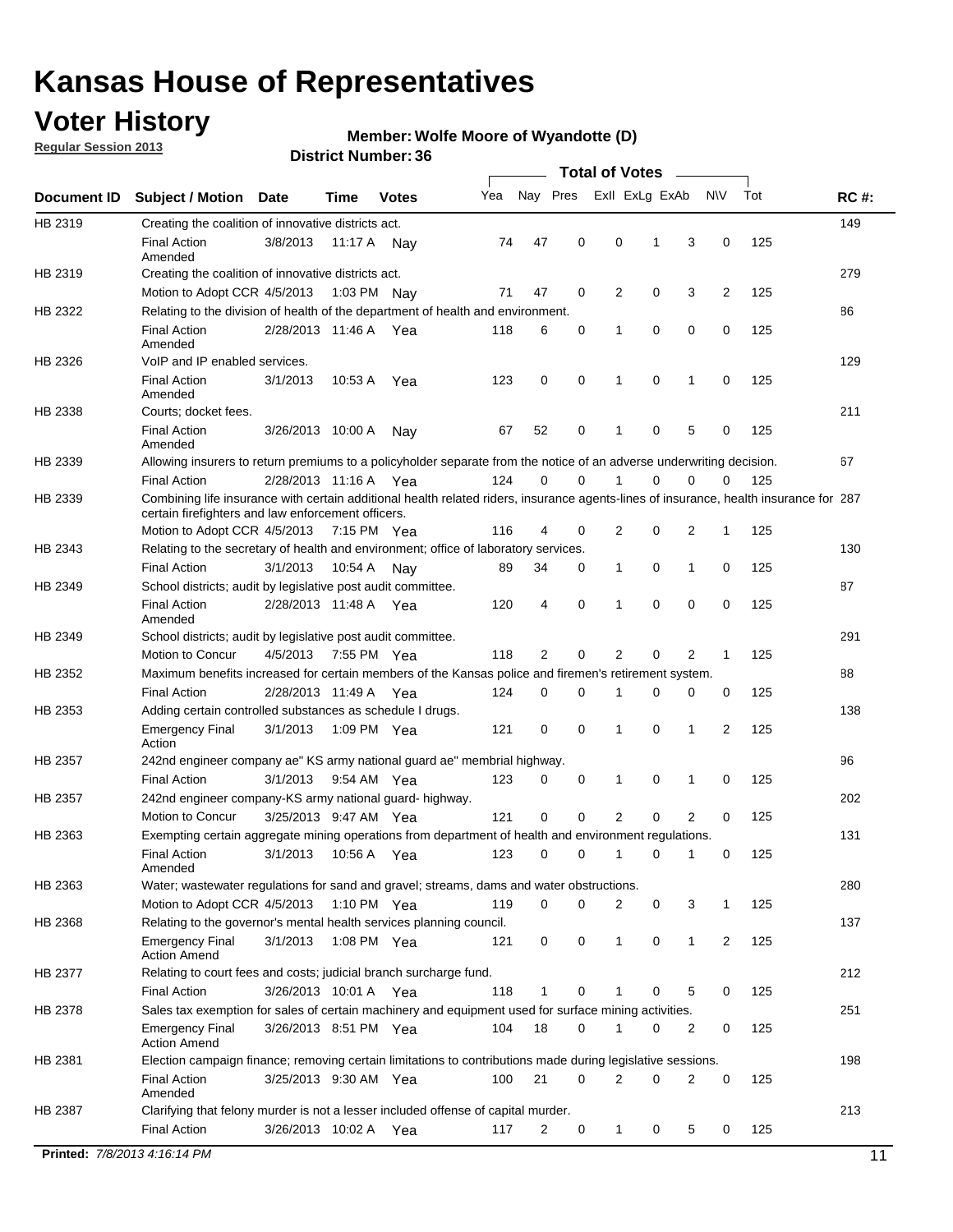# Kansas House of Representatives

## Voter History

**Regular Session 2013**

**Member: Wolfe Moore of Wyandotte (D)**

**District Number: 36**

| Document ID | Subject / Motion | Date | Time | Votes | Yea | Nay | Pres | ExII | ExLg | ExAb | N\V | Tot | RC #: |
|---|---|---|---|---|---|---|---|---|---|---|---|---|---|
| HB 2319 | Creating the coalition of innovative districts act. | | | | | | | | | | | | 149 |
| | Final Action Amended | 3/8/2013 | 11:17 A | Nay | 74 | 47 | 0 | 0 | 1 | 3 | 0 | 125 | |
| HB 2319 | Creating the coalition of innovative districts act. | | | | | | | | | | | | 279 |
| | Motion to Adopt CCR | 4/5/2013 | 1:03 PM | Nay | 71 | 47 | 0 | 2 | 0 | 3 | 2 | 125 | |
| HB 2322 | Relating to the division of health of the department of health and environment. | | | | | | | | | | | | 86 |
| | Final Action Amended | 2/28/2013 | 11:46 A | Yea | 118 | 6 | 0 | 1 | 0 | 0 | 0 | 125 | |
| HB 2326 | VoIP and IP enabled services. | | | | | | | | | | | | 129 |
| | Final Action Amended | 3/1/2013 | 10:53 A | Yea | 123 | 0 | 0 | 1 | 0 | 1 | 0 | 125 | |
| HB 2338 | Courts; docket fees. | | | | | | | | | | | | 211 |
| | Final Action Amended | 3/26/2013 | 10:00 A | Nay | 67 | 52 | 0 | 1 | 0 | 5 | 0 | 125 | |
| HB 2339 | Allowing insurers to return premiums to a policyholder separate from the notice of an adverse underwriting decision. | | | | | | | | | | | | 67 |
| | Final Action | 2/28/2013 | 11:16 A | Yea | 124 | 0 | 0 | 1 | 0 | 0 | 0 | 125 | |
| HB 2339 | Combining life insurance with certain additional health related riders, insurance agents-lines of insurance, health insurance for certain firefighters and law enforcement officers. | | | | | | | | | | | | 287 |
| | Motion to Adopt CCR | 4/5/2013 | 7:15 PM | Yea | 116 | 4 | 0 | 2 | 0 | 2 | 1 | 125 | |
| HB 2343 | Relating to the secretary of health and environment; office of laboratory services. | | | | | | | | | | | | 130 |
| | Final Action | 3/1/2013 | 10:54 A | Nay | 89 | 34 | 0 | 1 | 0 | 1 | 0 | 125 | |
| HB 2349 | School districts; audit by legislative post audit committee. | | | | | | | | | | | | 87 |
| | Final Action Amended | 2/28/2013 | 11:48 A | Yea | 120 | 4 | 0 | 1 | 0 | 0 | 0 | 125 | |
| HB 2349 | School districts; audit by legislative post audit committee. | | | | | | | | | | | | 291 |
| | Motion to Concur | 4/5/2013 | 7:55 PM | Yea | 118 | 2 | 0 | 2 | 0 | 2 | 1 | 125 | |
| HB 2352 | Maximum benefits increased for certain members of the Kansas police and firemen's retirement system. | | | | | | | | | | | | 88 |
| | Final Action | 2/28/2013 | 11:49 A | Yea | 124 | 0 | 0 | 1 | 0 | 0 | 0 | 125 | |
| HB 2353 | Adding certain controlled substances as schedule I drugs. | | | | | | | | | | | | 138 |
| | Emergency Final Action | 3/1/2013 | 1:09 PM | Yea | 121 | 0 | 0 | 1 | 0 | 1 | 2 | 125 | |
| HB 2357 | 242nd engineer company ae" KS army national guard ae" membrial highway. | | | | | | | | | | | | 96 |
| | Final Action | 3/1/2013 | 9:54 AM | Yea | 123 | 0 | 0 | 1 | 0 | 1 | 0 | 125 | |
| HB 2357 | 242nd engineer company-KS army national guard- highway. | | | | | | | | | | | | 202 |
| | Motion to Concur | 3/25/2013 | 9:47 AM | Yea | 121 | 0 | 0 | 2 | 0 | 2 | 0 | 125 | |
| HB 2363 | Exempting certain aggregate mining operations from department of health and environment regulations. | | | | | | | | | | | | 131 |
| | Final Action Amended | 3/1/2013 | 10:56 A | Yea | 123 | 0 | 0 | 1 | 0 | 1 | 0 | 125 | |
| HB 2363 | Water; wastewater regulations for sand and gravel; streams, dams and water obstructions. | | | | | | | | | | | | 280 |
| | Motion to Adopt CCR | 4/5/2013 | 1:10 PM | Yea | 119 | 0 | 0 | 2 | 0 | 3 | 1 | 125 | |
| HB 2368 | Relating to the governor's mental health services planning council. | | | | | | | | | | | | 137 |
| | Emergency Final Action Amend | 3/1/2013 | 1:08 PM | Yea | 121 | 0 | 0 | 1 | 0 | 1 | 2 | 125 | |
| HB 2377 | Relating to court fees and costs; judicial branch surcharge fund. | | | | | | | | | | | | 212 |
| | Final Action | 3/26/2013 | 10:01 A | Yea | 118 | 1 | 0 | 1 | 0 | 5 | 0 | 125 | |
| HB 2378 | Sales tax exemption for sales of certain machinery and equipment used for surface mining activities. | | | | | | | | | | | | 251 |
| | Emergency Final Action Amend | 3/26/2013 | 8:51 PM | Yea | 104 | 18 | 0 | 1 | 0 | 2 | 0 | 125 | |
| HB 2381 | Election campaign finance; removing certain limitations to contributions made during legislative sessions. | | | | | | | | | | | | 198 |
| | Final Action Amended | 3/25/2013 | 9:30 AM | Yea | 100 | 21 | 0 | 2 | 0 | 2 | 0 | 125 | |
| HB 2387 | Clarifying that felony murder is not a lesser included offense of capital murder. | | | | | | | | | | | | 213 |
| | Final Action | 3/26/2013 | 10:02 A | Yea | 117 | 2 | 0 | 1 | 0 | 5 | 0 | 125 | |

**Printed:** *7/8/2013 4:16:14 PM*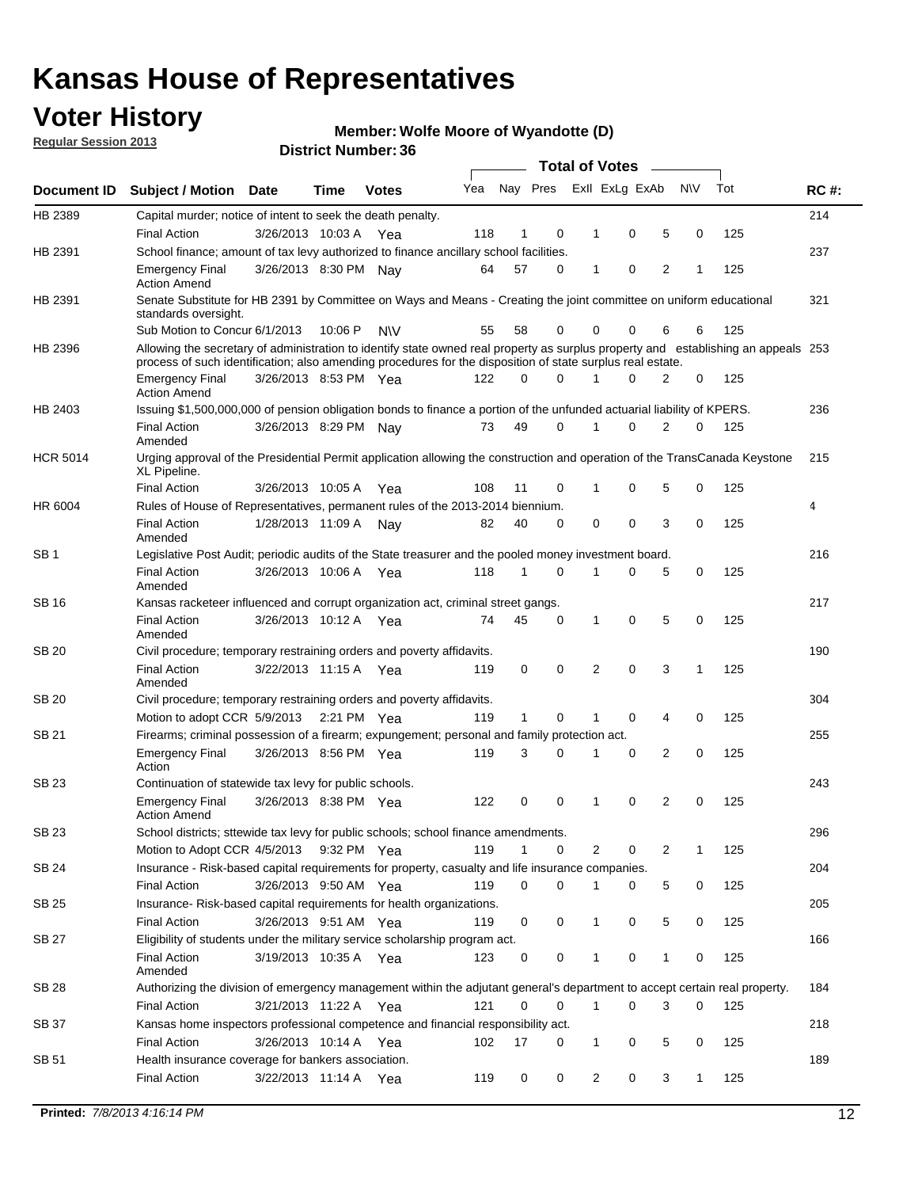# Kansas House of Representatives

## Voter History

**Regular Session 2013**

**Member: Wolfe Moore of Wyandotte (D)**

**District Number: 36**

| Document ID | Subject / Motion | Date | Time | Votes | Yea | Nay | Pres | ExII | ExLg | ExAb | N\V | Tot | RC #: |
|---|---|---|---|---|---|---|---|---|---|---|---|---|---|
| HB 2389 | Capital murder; notice of intent to seek the death penalty. | | | | | | | | | | | | 214 |
| | Final Action | 3/26/2013 | 10:03 A | Yea | 118 | 1 | 0 | 1 | 0 | 5 | 0 | 125 | |
| HB 2391 | School finance; amount of tax levy authorized to finance ancillary school facilities. | | | | | | | | | | | | 237 |
| | Emergency Final Action Amend | 3/26/2013 | 8:30 PM | Nay | 64 | 57 | 0 | 1 | 0 | 2 | 1 | 125 | |
| HB 2391 | Senate Substitute for HB 2391 by Committee on Ways and Means - Creating the joint committee on uniform educational standards oversight. | | | | | | | | | | | | 321 |
| | Sub Motion to Concur | 6/1/2013 | 10:06 P | N\V | 55 | 58 | 0 | 0 | 0 | 6 | 6 | 125 | |
| HB 2396 | Allowing the secretary of administration to identify state owned real property as surplus property and establishing an appeals process of such identification; also amending procedures for the disposition of state surplus real estate. | | | | | | | | | | | | 253 |
| | Emergency Final Action Amend | 3/26/2013 | 8:53 PM | Yea | 122 | 0 | 0 | 1 | 0 | 2 | 0 | 125 | |
| HB 2403 | Issuing $1,500,000,000 of pension obligation bonds to finance a portion of the unfunded actuarial liability of KPERS. | | | | | | | | | | | | 236 |
| | Final Action Amended | 3/26/2013 | 8:29 PM | Nay | 73 | 49 | 0 | 1 | 0 | 2 | 0 | 125 | |
| HCR 5014 | Urging approval of the Presidential Permit application allowing the construction and operation of the TransCanada Keystone XL Pipeline. | | | | | | | | | | | | 215 |
| | Final Action | 3/26/2013 | 10:05 A | Yea | 108 | 11 | 0 | 1 | 0 | 5 | 0 | 125 | |
| HR 6004 | Rules of House of Representatives, permanent rules of the 2013-2014 biennium. | | | | | | | | | | | | 4 |
| | Final Action Amended | 1/28/2013 | 11:09 A | Nay | 82 | 40 | 0 | 0 | 0 | 3 | 0 | 125 | |
| SB 1 | Legislative Post Audit; periodic audits of the State treasurer and the pooled money investment board. | | | | | | | | | | | | 216 |
| | Final Action Amended | 3/26/2013 | 10:06 A | Yea | 118 | 1 | 0 | 1 | 0 | 5 | 0 | 125 | |
| SB 16 | Kansas racketeer influenced and corrupt organization act, criminal street gangs. | | | | | | | | | | | | 217 |
| | Final Action Amended | 3/26/2013 | 10:12 A | Yea | 74 | 45 | 0 | 1 | 0 | 5 | 0 | 125 | |
| SB 20 | Civil procedure; temporary restraining orders and poverty affidavits. | | | | | | | | | | | | 190 |
| | Final Action Amended | 3/22/2013 | 11:15 A | Yea | 119 | 0 | 0 | 2 | 0 | 3 | 1 | 125 | |
| SB 20 | Civil procedure; temporary restraining orders and poverty affidavits. | | | | | | | | | | | | 304 |
| | Motion to adopt CCR | 5/9/2013 | 2:21 PM | Yea | 119 | 1 | 0 | 1 | 0 | 4 | 0 | 125 | |
| SB 21 | Firearms; criminal possession of a firearm; expungement; personal and family protection act. | | | | | | | | | | | | 255 |
| | Emergency Final Action | 3/26/2013 | 8:56 PM | Yea | 119 | 3 | 0 | 1 | 0 | 2 | 0 | 125 | |
| SB 23 | Continuation of statewide tax levy for public schools. | | | | | | | | | | | | 243 |
| | Emergency Final Action Amend | 3/26/2013 | 8:38 PM | Yea | 122 | 0 | 0 | 1 | 0 | 2 | 0 | 125 | |
| SB 23 | School districts; sttewide tax levy for public schools; school finance amendments. | | | | | | | | | | | | 296 |
| | Motion to Adopt CCR | 4/5/2013 | 9:32 PM | Yea | 119 | 1 | 0 | 2 | 0 | 2 | 1 | 125 | |
| SB 24 | Insurance - Risk-based capital requirements for property, casualty and life insurance companies. | | | | | | | | | | | | 204 |
| | Final Action | 3/26/2013 | 9:50 AM | Yea | 119 | 0 | 0 | 1 | 0 | 5 | 0 | 125 | |
| SB 25 | Insurance- Risk-based capital requirements for health organizations. | | | | | | | | | | | | 205 |
| | Final Action | 3/26/2013 | 9:51 AM | Yea | 119 | 0 | 0 | 1 | 0 | 5 | 0 | 125 | |
| SB 27 | Eligibility of students under the military service scholarship program act. | | | | | | | | | | | | 166 |
| | Final Action Amended | 3/19/2013 | 10:35 A | Yea | 123 | 0 | 0 | 1 | 0 | 1 | 0 | 125 | |
| SB 28 | Authorizing the division of emergency management within the adjutant general's department to accept certain real property. | | | | | | | | | | | | 184 |
| | Final Action | 3/21/2013 | 11:22 A | Yea | 121 | 0 | 0 | 1 | 0 | 3 | 0 | 125 | |
| SB 37 | Kansas home inspectors professional competence and financial responsibility act. | | | | | | | | | | | | 218 |
| | Final Action | 3/26/2013 | 10:14 A | Yea | 102 | 17 | 0 | 1 | 0 | 5 | 0 | 125 | |
| SB 51 | Health insurance coverage for bankers association. | | | | | | | | | | | | 189 |
| | Final Action | 3/22/2013 | 11:14 A | Yea | 119 | 0 | 0 | 2 | 0 | 3 | 1 | 125 | |

**Printed:** *7/8/2013 4:16:14 PM*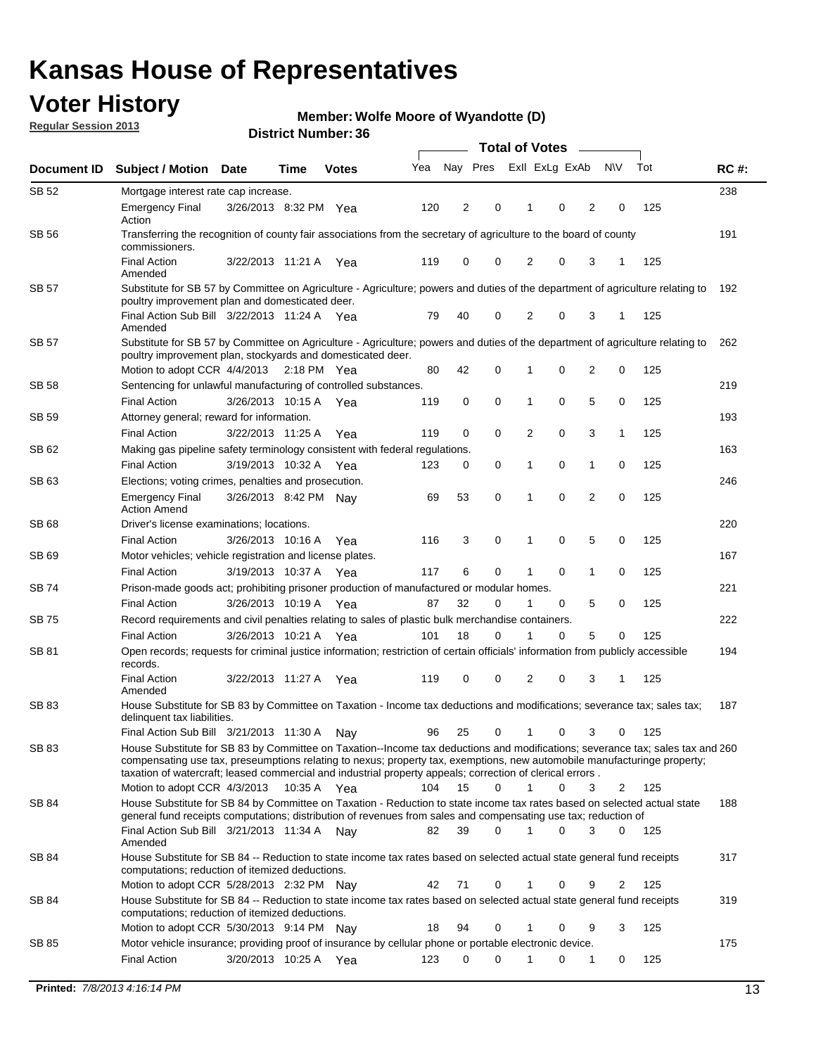# Kansas House of Representatives

## Voter History

**Regular Session 2013**

**Member: Wolfe Moore of Wyandotte (D)**

**District Number: 36**

| Document ID | Subject / Motion | Date | Time | Votes | Yea | Nay | Pres | ExII | ExLg | ExAb | N\V | Tot | RC #: |
|---|---|---|---|---|---|---|---|---|---|---|---|---|---|
| SB 52 | Mortgage interest rate cap increase. | | | | | | | | | | | | 238 |
| | Emergency Final Action | 3/26/2013 | 8:32 PM | Yea | 120 | 2 | 0 | 1 | 0 | 2 | 0 | 125 | |
| SB 56 | Transferring the recognition of county fair associations from the secretary of agriculture to the board of county commissioners. | | | | | | | | | | | | 191 |
| | Final Action Amended | 3/22/2013 | 11:21 A | Yea | 119 | 0 | 0 | 2 | 0 | 3 | 1 | 125 | |
| SB 57 | Substitute for SB 57 by Committee on Agriculture - Agriculture; powers and duties of the department of agriculture relating to poultry improvement plan and domesticated deer. | | | | | | | | | | | | 192 |
| | Final Action Sub Bill Amended | 3/22/2013 | 11:24 A | Yea | 79 | 40 | 0 | 2 | 0 | 3 | 1 | 125 | |
| SB 57 | Substitute for SB 57 by Committee on Agriculture - Agriculture; powers and duties of the department of agriculture relating to poultry improvement plan, stockyards and domesticated deer. | | | | | | | | | | | | 262 |
| | Motion to adopt CCR | 4/4/2013 | 2:18 PM | Yea | 80 | 42 | 0 | 1 | 0 | 2 | 0 | 125 | |
| SB 58 | Sentencing for unlawful manufacturing of controlled substances. | | | | | | | | | | | | 219 |
| | Final Action | 3/26/2013 | 10:15 A | Yea | 119 | 0 | 0 | 1 | 0 | 5 | 0 | 125 | |
| SB 59 | Attorney general; reward for information. | | | | | | | | | | | | 193 |
| | Final Action | 3/22/2013 | 11:25 A | Yea | 119 | 0 | 0 | 2 | 0 | 3 | 1 | 125 | |
| SB 62 | Making gas pipeline safety terminology consistent with federal regulations. | | | | | | | | | | | | 163 |
| | Final Action | 3/19/2013 | 10:32 A | Yea | 123 | 0 | 0 | 1 | 0 | 1 | 0 | 125 | |
| SB 63 | Elections; voting crimes, penalties and prosecution. | | | | | | | | | | | | 246 |
| | Emergency Final Action Amend | 3/26/2013 | 8:42 PM | Nay | 69 | 53 | 0 | 1 | 0 | 2 | 0 | 125 | |
| SB 68 | Driver's license examinations; locations. | | | | | | | | | | | | 220 |
| | Final Action | 3/26/2013 | 10:16 A | Yea | 116 | 3 | 0 | 1 | 0 | 5 | 0 | 125 | |
| SB 69 | Motor vehicles; vehicle registration and license plates. | | | | | | | | | | | | 167 |
| | Final Action | 3/19/2013 | 10:37 A | Yea | 117 | 6 | 0 | 1 | 0 | 1 | 0 | 125 | |
| SB 74 | Prison-made goods act; prohibiting prisoner production of manufactured or modular homes. | | | | | | | | | | | | 221 |
| | Final Action | 3/26/2013 | 10:19 A | Yea | 87 | 32 | 0 | 1 | 0 | 5 | 0 | 125 | |
| SB 75 | Record requirements and civil penalties relating to sales of plastic bulk merchandise containers. | | | | | | | | | | | | 222 |
| | Final Action | 3/26/2013 | 10:21 A | Yea | 101 | 18 | 0 | 1 | 0 | 5 | 0 | 125 | |
| SB 81 | Open records; requests for criminal justice information; restriction of certain officials' information from publicly accessible records. | | | | | | | | | | | | 194 |
| | Final Action Amended | 3/22/2013 | 11:27 A | Yea | 119 | 0 | 0 | 2 | 0 | 3 | 1 | 125 | |
| SB 83 | House Substitute for SB 83 by Committee on Taxation - Income tax deductions and modifications; severance tax; sales tax; delinquent tax liabilities. | | | | | | | | | | | | 187 |
| | Final Action Sub Bill | 3/21/2013 | 11:30 A | Nay | 96 | 25 | 0 | 1 | 0 | 3 | 0 | 125 | |
| SB 83 | House Substitute for SB 83 by Committee on Taxation--Income tax deductions and modifications; severance tax; sales tax and compensating use tax, preseumptions relating to nexus; property tax, exemptions, new automobile manufacturinge property; taxation of watercraft; leased commercial and industrial property appeals; correction of clerical errors . | | | | | | | | | | | | 260 |
| | Motion to adopt CCR | 4/3/2013 | 10:35 A | Yea | 104 | 15 | 0 | 1 | 0 | 3 | 2 | 125 | |
| SB 84 | House Substitute for SB 84 by Committee on Taxation - Reduction to state income tax rates based on selected actual state general fund receipts computations; distribution of revenues from sales and compensating use tax; reduction of | | | | | | | | | | | | 188 |
| | Final Action Sub Bill Amended | 3/21/2013 | 11:34 A | Nay | 82 | 39 | 0 | 1 | 0 | 3 | 0 | 125 | |
| SB 84 | House Substitute for SB 84 -- Reduction to state income tax rates based on selected actual state general fund receipts computations; reduction of itemized deductions. | | | | | | | | | | | | 317 |
| | Motion to adopt CCR | 5/28/2013 | 2:32 PM | Nay | 42 | 71 | 0 | 1 | 0 | 9 | 2 | 125 | |
| SB 84 | House Substitute for SB 84 -- Reduction to state income tax rates based on selected actual state general fund receipts computations; reduction of itemized deductions. | | | | | | | | | | | | 319 |
| | Motion to adopt CCR | 5/30/2013 | 9:14 PM | Nay | 18 | 94 | 0 | 1 | 0 | 9 | 3 | 125 | |
| SB 85 | Motor vehicle insurance; providing proof of insurance by cellular phone or portable electronic device. | | | | | | | | | | | | 175 |
| | Final Action | 3/20/2013 | 10:25 A | Yea | 123 | 0 | 0 | 1 | 0 | 1 | 0 | 125 | |

**Printed:** 7/8/2013 4:16:14 PM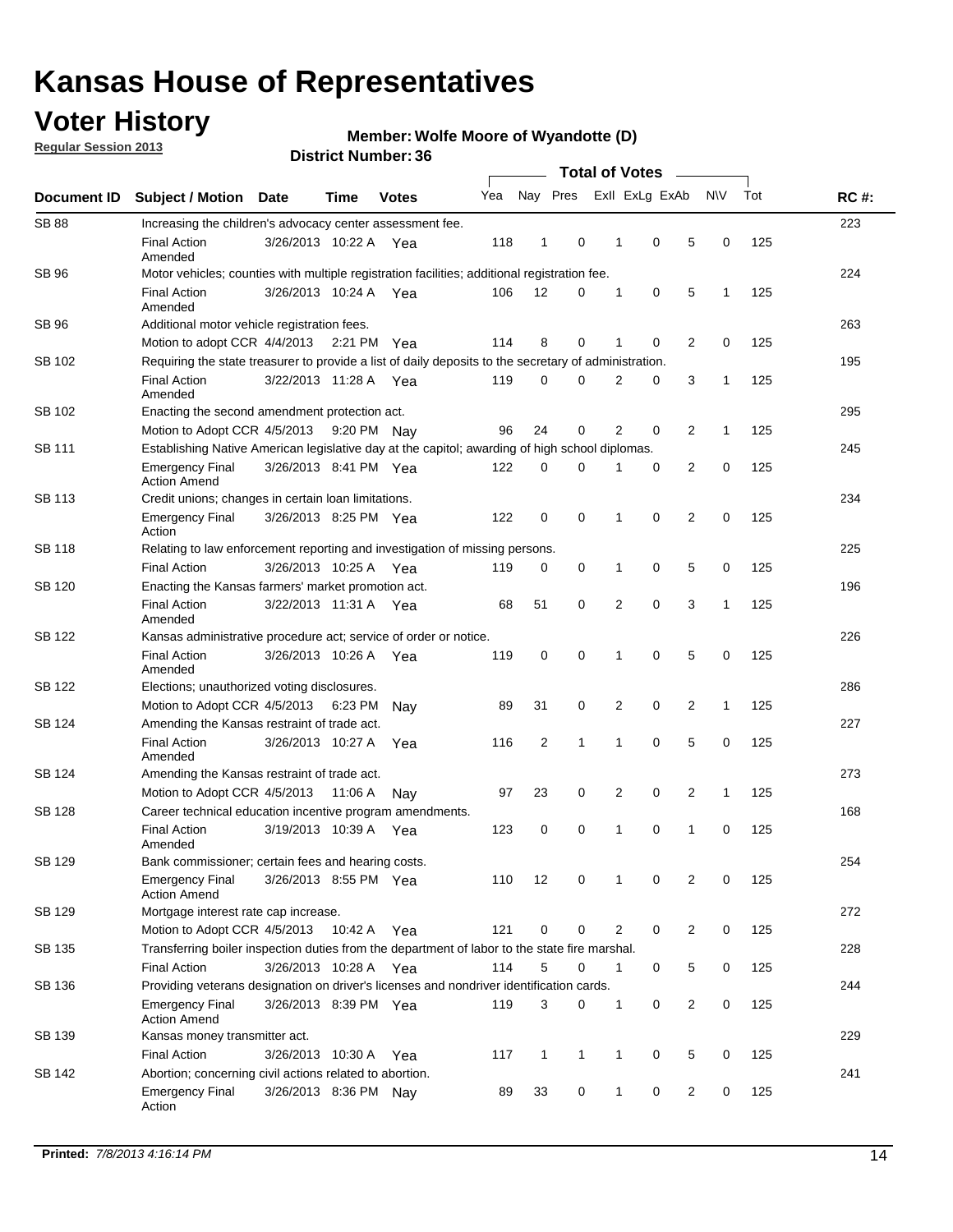# Kansas House of Representatives

## Voter History

**Regular Session 2013**

**Member: Wolfe Moore of Wyandotte (D)**

**District Number: 36**

| Document ID | Subject / Motion | Date | Time | Votes | Yea | Nay | Pres | ExII | ExLg | ExAb | N\V | Tot | RC #: |
|---|---|---|---|---|---|---|---|---|---|---|---|---|---|
| SB 88 | Increasing the children's advocacy center assessment fee. | | | | | | | | | | | | 223 |
| | Final Action Amended | 3/26/2013 | 10:22 A | Yea | 118 | 1 | 0 | 1 | 0 | 5 | 0 | 125 | |
| SB 96 | Motor vehicles; counties with multiple registration facilities; additional registration fee. | | | | | | | | | | | | 224 |
| | Final Action Amended | 3/26/2013 | 10:24 A | Yea | 106 | 12 | 0 | 1 | 0 | 5 | 1 | 125 | |
| SB 96 | Additional motor vehicle registration fees. | | | | | | | | | | | | 263 |
| | Motion to adopt CCR | 4/4/2013 | 2:21 PM | Yea | 114 | 8 | 0 | 1 | 0 | 2 | 0 | 125 | |
| SB 102 | Requiring the state treasurer to provide a list of daily deposits to the secretary of administration. | | | | | | | | | | | | 195 |
| | Final Action Amended | 3/22/2013 | 11:28 A | Yea | 119 | 0 | 0 | 2 | 0 | 3 | 1 | 125 | |
| SB 102 | Enacting the second amendment protection act. | | | | | | | | | | | | 295 |
| | Motion to Adopt CCR | 4/5/2013 | 9:20 PM | Nay | 96 | 24 | 0 | 2 | 0 | 2 | 1 | 125 | |
| SB 111 | Establishing Native American legislative day at the capitol; awarding of high school diplomas. | | | | | | | | | | | | 245 |
| | Emergency Final Action Amend | 3/26/2013 | 8:41 PM | Yea | 122 | 0 | 0 | 1 | 0 | 2 | 0 | 125 | |
| SB 113 | Credit unions; changes in certain loan limitations. | | | | | | | | | | | | 234 |
| | Emergency Final Action | 3/26/2013 | 8:25 PM | Yea | 122 | 0 | 0 | 1 | 0 | 2 | 0 | 125 | |
| SB 118 | Relating to law enforcement reporting and investigation of missing persons. | | | | | | | | | | | | 225 |
| | Final Action | 3/26/2013 | 10:25 A | Yea | 119 | 0 | 0 | 1 | 0 | 5 | 0 | 125 | |
| SB 120 | Enacting the Kansas farmers' market promotion act. | | | | | | | | | | | | 196 |
| | Final Action Amended | 3/22/2013 | 11:31 A | Yea | 68 | 51 | 0 | 2 | 0 | 3 | 1 | 125 | |
| SB 122 | Kansas administrative procedure act; service of order or notice. | | | | | | | | | | | | 226 |
| | Final Action Amended | 3/26/2013 | 10:26 A | Yea | 119 | 0 | 0 | 1 | 0 | 5 | 0 | 125 | |
| SB 122 | Elections; unauthorized voting disclosures. | | | | | | | | | | | | 286 |
| | Motion to Adopt CCR | 4/5/2013 | 6:23 PM | Nay | 89 | 31 | 0 | 2 | 0 | 2 | 1 | 125 | |
| SB 124 | Amending the Kansas restraint of trade act. | | | | | | | | | | | | 227 |
| | Final Action Amended | 3/26/2013 | 10:27 A | Yea | 116 | 2 | 1 | 1 | 0 | 5 | 0 | 125 | |
| SB 124 | Amending the Kansas restraint of trade act. | | | | | | | | | | | | 273 |
| | Motion to Adopt CCR | 4/5/2013 | 11:06 A | Nay | 97 | 23 | 0 | 2 | 0 | 2 | 1 | 125 | |
| SB 128 | Career technical education incentive program amendments. | | | | | | | | | | | | 168 |
| | Final Action Amended | 3/19/2013 | 10:39 A | Yea | 123 | 0 | 0 | 1 | 0 | 1 | 0 | 125 | |
| SB 129 | Bank commissioner; certain fees and hearing costs. | | | | | | | | | | | | 254 |
| | Emergency Final Action Amend | 3/26/2013 | 8:55 PM | Yea | 110 | 12 | 0 | 1 | 0 | 2 | 0 | 125 | |
| SB 129 | Mortgage interest rate cap increase. | | | | | | | | | | | | 272 |
| | Motion to Adopt CCR | 4/5/2013 | 10:42 A | Yea | 121 | 0 | 0 | 2 | 0 | 2 | 0 | 125 | |
| SB 135 | Transferring boiler inspection duties from the department of labor to the state fire marshal. | | | | | | | | | | | | 228 |
| | Final Action | 3/26/2013 | 10:28 A | Yea | 114 | 5 | 0 | 1 | 0 | 5 | 0 | 125 | |
| SB 136 | Providing veterans designation on driver's licenses and nondriver identification cards. | | | | | | | | | | | | 244 |
| | Emergency Final Action Amend | 3/26/2013 | 8:39 PM | Yea | 119 | 3 | 0 | 1 | 0 | 2 | 0 | 125 | |
| SB 139 | Kansas money transmitter act. | | | | | | | | | | | | 229 |
| | Final Action | 3/26/2013 | 10:30 A | Yea | 117 | 1 | 1 | 1 | 0 | 5 | 0 | 125 | |
| SB 142 | Abortion; concerning civil actions related to abortion. | | | | | | | | | | | | 241 |
| | Emergency Final Action | 3/26/2013 | 8:36 PM | Nay | 89 | 33 | 0 | 1 | 0 | 2 | 0 | 125 | |

**Printed:** *7/8/2013 4:16:14 PM*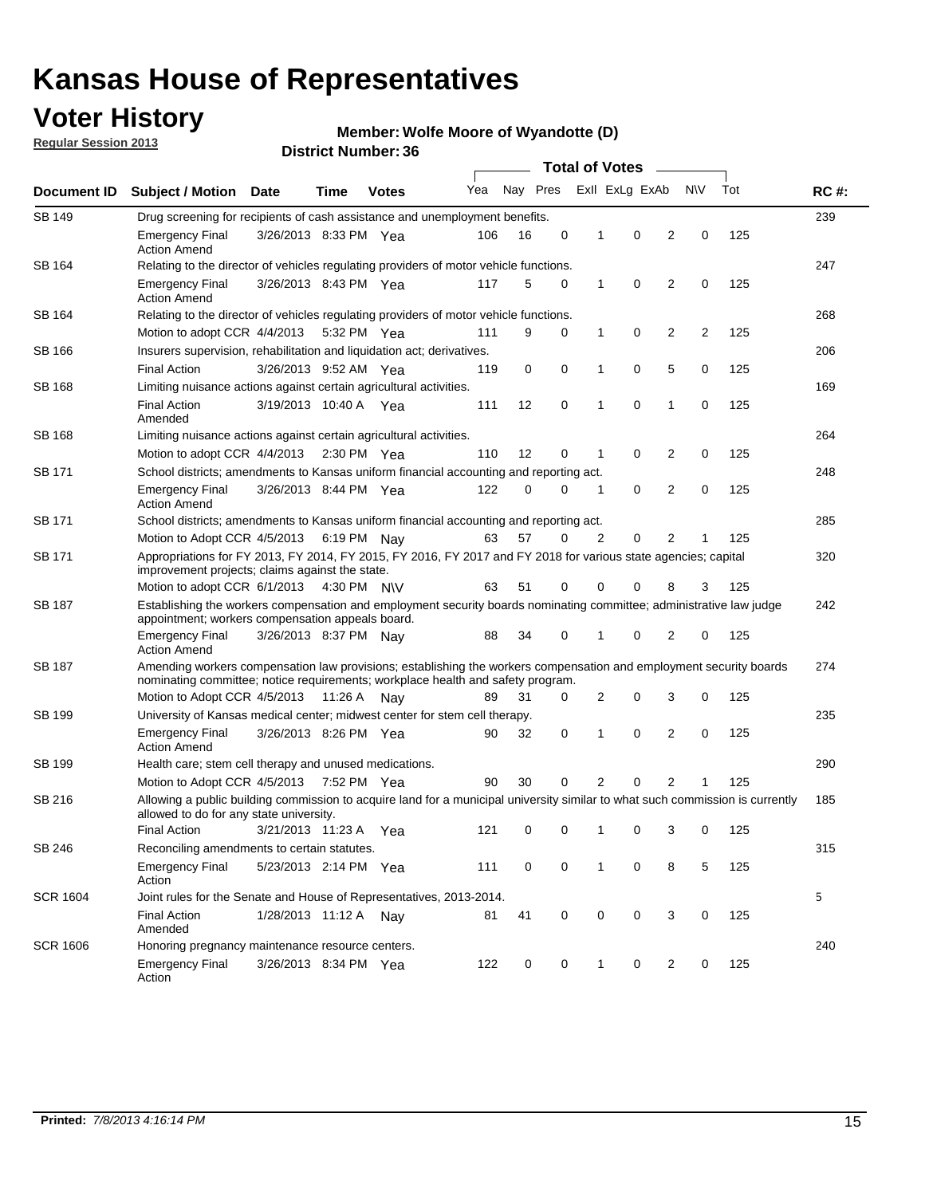# Kansas House of Representatives

## Voter History

**Regular Session 2013**

**Member: Wolfe Moore of Wyandotte (D)**

**District Number: 36**

| Document ID | Subject / Motion | Date | Time | Votes | Yea | Nay | Pres | ExII | ExLg | ExAb | N\V | Tot | RC #: |
|---|---|---|---|---|---|---|---|---|---|---|---|---|---|
| SB 149 | Drug screening for recipients of cash assistance and unemployment benefits. | | | | | | | | | | | | 239 |
| | Emergency Final Action Amend | 3/26/2013 | 8:33 PM | Yea | 106 | 16 | 0 | 1 | 0 | 2 | 0 | 125 | |
| SB 164 | Relating to the director of vehicles regulating providers of motor vehicle functions. | | | | | | | | | | | | 247 |
| | Emergency Final Action Amend | 3/26/2013 | 8:43 PM | Yea | 117 | 5 | 0 | 1 | 0 | 2 | 0 | 125 | |
| SB 164 | Relating to the director of vehicles regulating providers of motor vehicle functions. | | | | | | | | | | | | 268 |
| | Motion to adopt CCR | 4/4/2013 | 5:32 PM | Yea | 111 | 9 | 0 | 1 | 0 | 2 | 2 | 125 | |
| SB 166 | Insurers supervision, rehabilitation and liquidation act; derivatives. | | | | | | | | | | | | 206 |
| | Final Action | 3/26/2013 | 9:52 AM | Yea | 119 | 0 | 0 | 1 | 0 | 5 | 0 | 125 | |
| SB 168 | Limiting nuisance actions against certain agricultural activities. | | | | | | | | | | | | 169 |
| | Final Action Amended | 3/19/2013 | 10:40 A | Yea | 111 | 12 | 0 | 1 | 0 | 1 | 0 | 125 | |
| SB 168 | Limiting nuisance actions against certain agricultural activities. | | | | | | | | | | | | 264 |
| | Motion to adopt CCR | 4/4/2013 | 2:30 PM | Yea | 110 | 12 | 0 | 1 | 0 | 2 | 0 | 125 | |
| SB 171 | School districts; amendments to Kansas uniform financial accounting and reporting act. | | | | | | | | | | | | 248 |
| | Emergency Final Action Amend | 3/26/2013 | 8:44 PM | Yea | 122 | 0 | 0 | 1 | 0 | 2 | 0 | 125 | |
| SB 171 | School districts; amendments to Kansas uniform financial accounting and reporting act. | | | | | | | | | | | | 285 |
| | Motion to Adopt CCR | 4/5/2013 | 6:19 PM | Nay | 63 | 57 | 0 | 2 | 0 | 2 | 1 | 125 | |
| SB 171 | Appropriations for FY 2013, FY 2014, FY 2015, FY 2016, FY 2017 and FY 2018 for various state agencies; capital improvement projects; claims against the state. | | | | | | | | | | | | 320 |
| | Motion to adopt CCR | 6/1/2013 | 4:30 PM | N\V | 63 | 51 | 0 | 0 | 0 | 8 | 3 | 125 | |
| SB 187 | Establishing the workers compensation and employment security boards nominating committee; administrative law judge appointment; workers compensation appeals board. | | | | | | | | | | | | 242 |
| | Emergency Final Action Amend | 3/26/2013 | 8:37 PM | Nay | 88 | 34 | 0 | 1 | 0 | 2 | 0 | 125 | |
| SB 187 | Amending workers compensation law provisions; establishing the workers compensation and employment security boards nominating committee; notice requirements; workplace health and safety program. | | | | | | | | | | | | 274 |
| | Motion to Adopt CCR | 4/5/2013 | 11:26 A | Nay | 89 | 31 | 0 | 2 | 0 | 3 | 0 | 125 | |
| SB 199 | University of Kansas medical center; midwest center for stem cell therapy. | | | | | | | | | | | | 235 |
| | Emergency Final Action Amend | 3/26/2013 | 8:26 PM | Yea | 90 | 32 | 0 | 1 | 0 | 2 | 0 | 125 | |
| SB 199 | Health care; stem cell therapy and unused medications. | | | | | | | | | | | | 290 |
| | Motion to Adopt CCR | 4/5/2013 | 7:52 PM | Yea | 90 | 30 | 0 | 2 | 0 | 2 | 1 | 125 | |
| SB 216 | Allowing a public building commission to acquire land for a municipal university similar to what such commission is currently allowed to do for any state university. | | | | | | | | | | | | 185 |
| | Final Action | 3/21/2013 | 11:23 A | Yea | 121 | 0 | 0 | 1 | 0 | 3 | 0 | 125 | |
| SB 246 | Reconciling amendments to certain statutes. | | | | | | | | | | | | 315 |
| | Emergency Final Action | 5/23/2013 | 2:14 PM | Yea | 111 | 0 | 0 | 1 | 0 | 8 | 5 | 125 | |
| SCR 1604 | Joint rules for the Senate and House of Representatives, 2013-2014. | | | | | | | | | | | | 5 |
| | Final Action Amended | 1/28/2013 | 11:12 A | Nay | 81 | 41 | 0 | 0 | 0 | 3 | 0 | 125 | |
| SCR 1606 | Honoring pregnancy maintenance resource centers. | | | | | | | | | | | | 240 |
| | Emergency Final Action | 3/26/2013 | 8:34 PM | Yea | 122 | 0 | 0 | 1 | 0 | 2 | 0 | 125 | |

**Printed:** *7/8/2013 4:16:14 PM*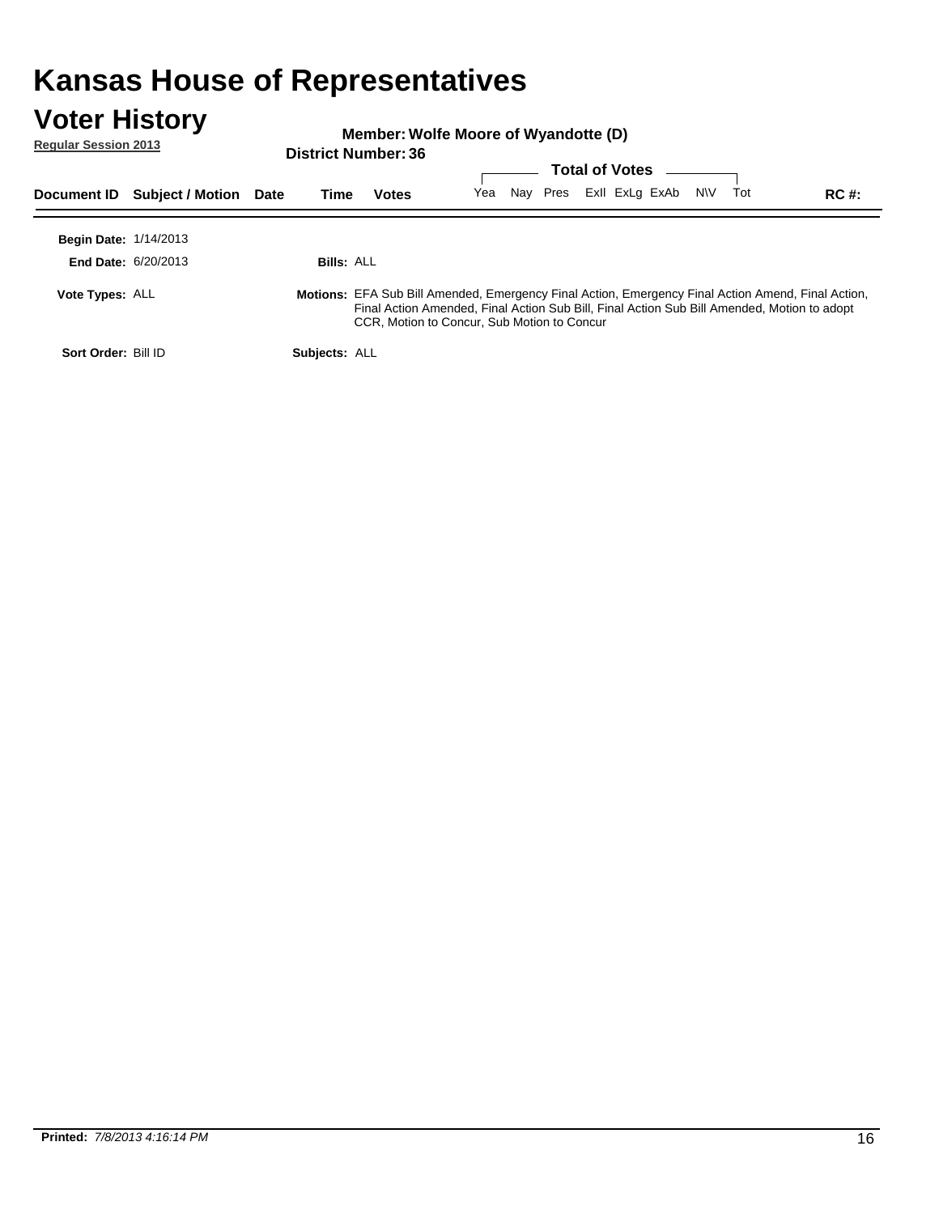# Kansas House of Representatives

## Voter History

**Regular Session 2013**

**Member:** Wolfe Moore of Wyandotte (D)

**District Number:** 36

| Document ID | Subject / Motion | Date | Time | Votes | Yea | Nay | Pres | ExII | ExLg | ExAb | N\V | Tot | RC #: |
|---|---|---|---|---|---|---|---|---|---|---|---|---|---|

(Yea through Tot: Total of Votes)

**Begin Date:** 1/14/2013

**End Date:** 6/20/2013

**Bills:** ALL

**Vote Types:** ALL

**Motions:** EFA Sub Bill Amended, Emergency Final Action, Emergency Final Action Amend, Final Action, Final Action Amended, Final Action Sub Bill, Final Action Sub Bill Amended, Motion to adopt CCR, Motion to Concur, Sub Motion to Concur

**Sort Order:** Bill ID

**Subjects:** ALL

**Printed:** *7/8/2013 4:16:14 PM*